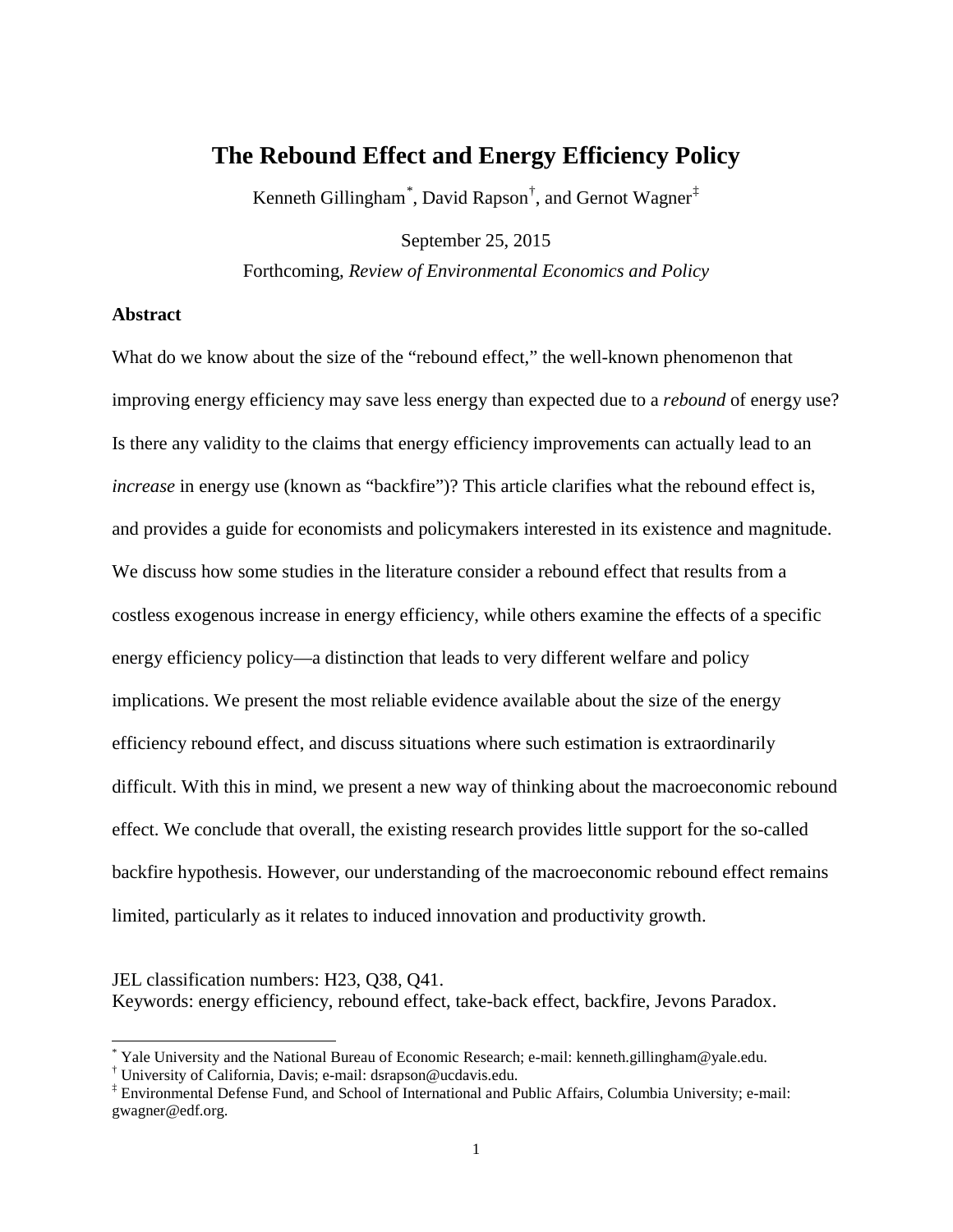# The Rebound Effect and Energy Efficiency Policy

Kenneth Gillingham[*], David Rapson[†], and Gernot Wagner[‡]

September 25, 2015

Forthcoming, *Review of Environmental Economics and Policy*

## Abstract

What do we know about the size of the "rebound effect," the well-known phenomenon that improving energy efficiency may save less energy than expected due to a *rebound* of energy use? Is there any validity to the claims that energy efficiency improvements can actually lead to an *increase* in energy use (known as "backfire")? This article clarifies what the rebound effect is, and provides a guide for economists and policymakers interested in its existence and magnitude. We discuss how some studies in the literature consider a rebound effect that results from a costless exogenous increase in energy efficiency, while others examine the effects of a specific energy efficiency policy—a distinction that leads to very different welfare and policy implications. We present the most reliable evidence available about the size of the energy efficiency rebound effect, and discuss situations where such estimation is extraordinarily difficult. With this in mind, we present a new way of thinking about the macroeconomic rebound effect. We conclude that overall, the existing research provides little support for the so-called backfire hypothesis. However, our understanding of the macroeconomic rebound effect remains limited, particularly as it relates to induced innovation and productivity growth.

JEL classification numbers: H23, Q38, Q41.
Keywords: energy efficiency, rebound effect, take-back effect, backfire, Jevons Paradox.

[*] Yale University and the National Bureau of Economic Research; e-mail: kenneth.gillingham@yale.edu.
[†] University of California, Davis; e-mail: dsrapson@ucdavis.edu.
[‡] Environmental Defense Fund, and School of International and Public Affairs, Columbia University; e-mail: gwagner@edf.org.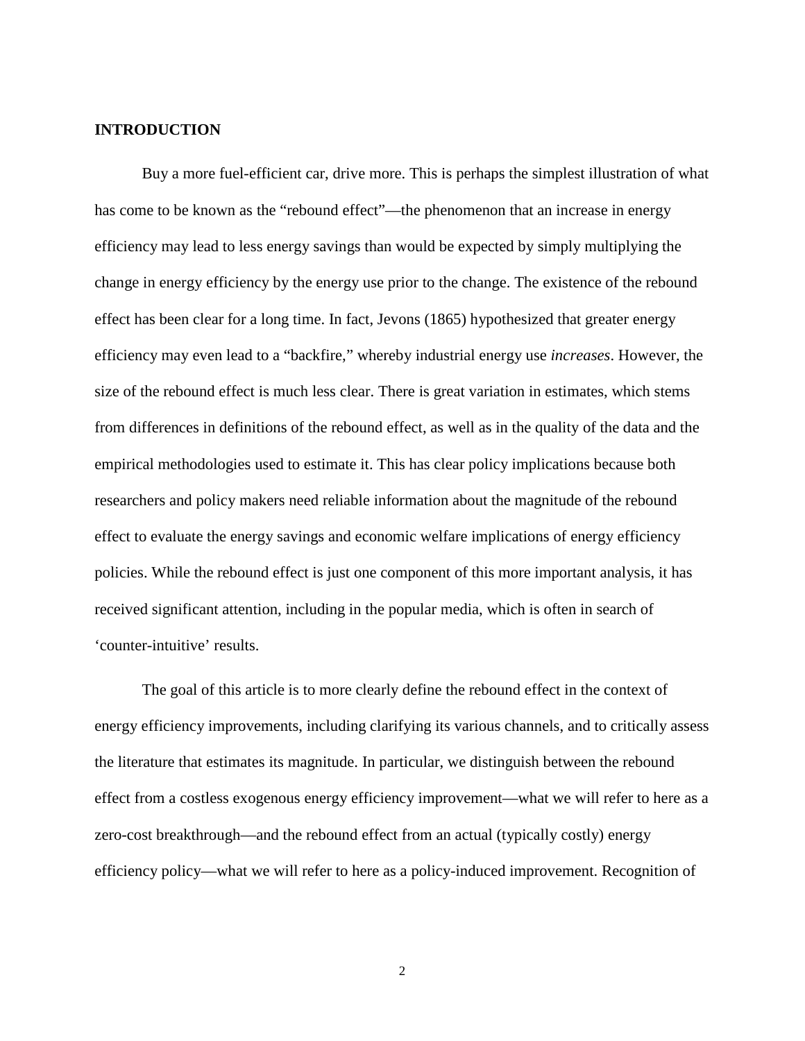## INTRODUCTION

Buy a more fuel-efficient car, drive more. This is perhaps the simplest illustration of what has come to be known as the "rebound effect"—the phenomenon that an increase in energy efficiency may lead to less energy savings than would be expected by simply multiplying the change in energy efficiency by the energy use prior to the change. The existence of the rebound effect has been clear for a long time. In fact, Jevons (1865) hypothesized that greater energy efficiency may even lead to a "backfire," whereby industrial energy use *increases*. However, the size of the rebound effect is much less clear. There is great variation in estimates, which stems from differences in definitions of the rebound effect, as well as in the quality of the data and the empirical methodologies used to estimate it. This has clear policy implications because both researchers and policy makers need reliable information about the magnitude of the rebound effect to evaluate the energy savings and economic welfare implications of energy efficiency policies. While the rebound effect is just one component of this more important analysis, it has received significant attention, including in the popular media, which is often in search of 'counter-intuitive' results.

The goal of this article is to more clearly define the rebound effect in the context of energy efficiency improvements, including clarifying its various channels, and to critically assess the literature that estimates its magnitude. In particular, we distinguish between the rebound effect from a costless exogenous energy efficiency improvement—what we will refer to here as a zero-cost breakthrough—and the rebound effect from an actual (typically costly) energy efficiency policy—what we will refer to here as a policy-induced improvement. Recognition of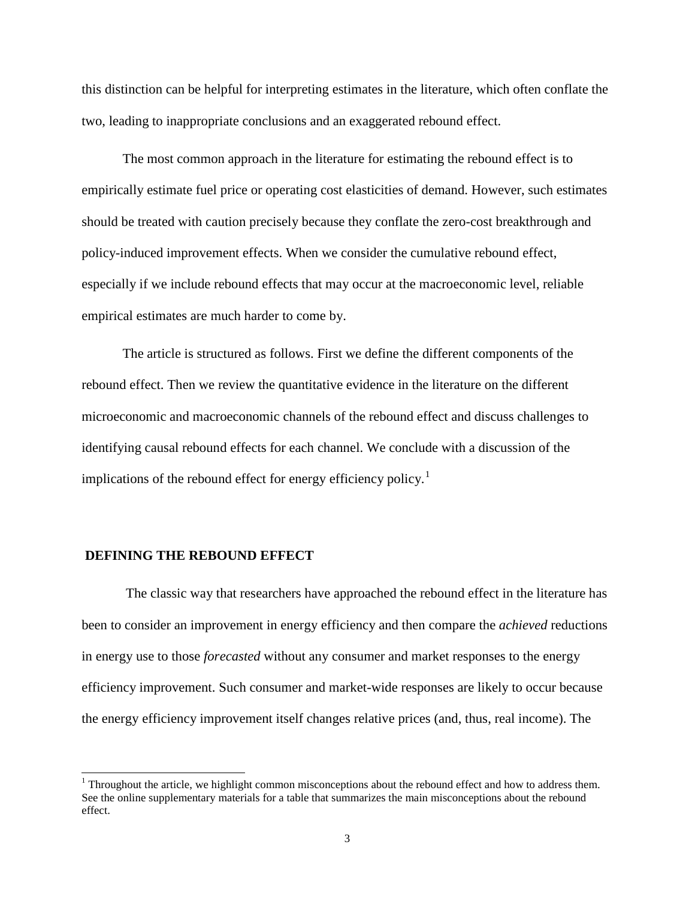this distinction can be helpful for interpreting estimates in the literature, which often conflate the two, leading to inappropriate conclusions and an exaggerated rebound effect.

The most common approach in the literature for estimating the rebound effect is to empirically estimate fuel price or operating cost elasticities of demand. However, such estimates should be treated with caution precisely because they conflate the zero-cost breakthrough and policy-induced improvement effects. When we consider the cumulative rebound effect, especially if we include rebound effects that may occur at the macroeconomic level, reliable empirical estimates are much harder to come by.

The article is structured as follows. First we define the different components of the rebound effect. Then we review the quantitative evidence in the literature on the different microeconomic and macroeconomic channels of the rebound effect and discuss challenges to identifying causal rebound effects for each channel. We conclude with a discussion of the implications of the rebound effect for energy efficiency policy.[1]

## DEFINING THE REBOUND EFFECT

The classic way that researchers have approached the rebound effect in the literature has been to consider an improvement in energy efficiency and then compare the *achieved* reductions in energy use to those *forecasted* without any consumer and market responses to the energy efficiency improvement. Such consumer and market-wide responses are likely to occur because the energy efficiency improvement itself changes relative prices (and, thus, real income). The

[1] Throughout the article, we highlight common misconceptions about the rebound effect and how to address them. See the online supplementary materials for a table that summarizes the main misconceptions about the rebound effect.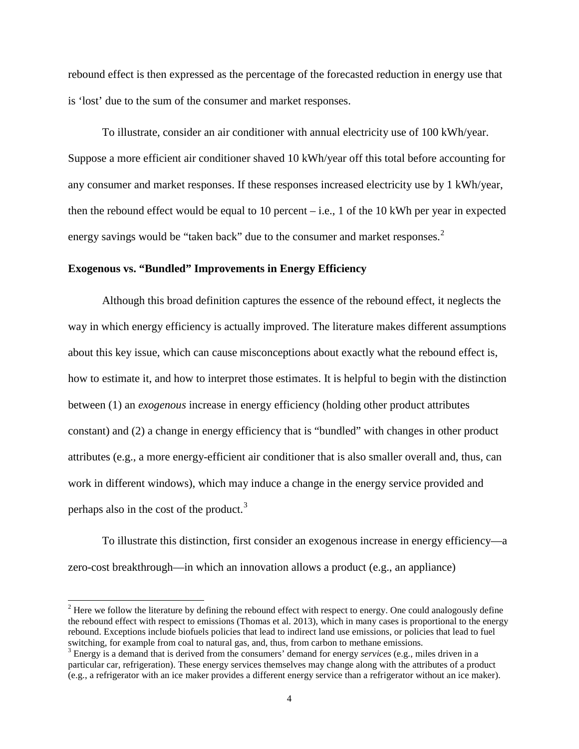rebound effect is then expressed as the percentage of the forecasted reduction in energy use that is 'lost' due to the sum of the consumer and market responses.

To illustrate, consider an air conditioner with annual electricity use of 100 kWh/year. Suppose a more efficient air conditioner shaved 10 kWh/year off this total before accounting for any consumer and market responses. If these responses increased electricity use by 1 kWh/year, then the rebound effect would be equal to 10 percent – i.e., 1 of the 10 kWh per year in expected energy savings would be "taken back" due to the consumer and market responses.[2]

### Exogenous vs. "Bundled" Improvements in Energy Efficiency

Although this broad definition captures the essence of the rebound effect, it neglects the way in which energy efficiency is actually improved. The literature makes different assumptions about this key issue, which can cause misconceptions about exactly what the rebound effect is, how to estimate it, and how to interpret those estimates. It is helpful to begin with the distinction between (1) an *exogenous* increase in energy efficiency (holding other product attributes constant) and (2) a change in energy efficiency that is "bundled" with changes in other product attributes (e.g., a more energy-efficient air conditioner that is also smaller overall and, thus, can work in different windows), which may induce a change in the energy service provided and perhaps also in the cost of the product.[3]

To illustrate this distinction, first consider an exogenous increase in energy efficiency—a zero-cost breakthrough—in which an innovation allows a product (e.g., an appliance)

---

[2] Here we follow the literature by defining the rebound effect with respect to energy. One could analogously define the rebound effect with respect to emissions (Thomas et al. 2013), which in many cases is proportional to the energy rebound. Exceptions include biofuels policies that lead to indirect land use emissions, or policies that lead to fuel switching, for example from coal to natural gas, and, thus, from carbon to methane emissions.

[3] Energy is a demand that is derived from the consumers' demand for energy *services* (e.g., miles driven in a particular car, refrigeration). These energy services themselves may change along with the attributes of a product (e.g., a refrigerator with an ice maker provides a different energy service than a refrigerator without an ice maker).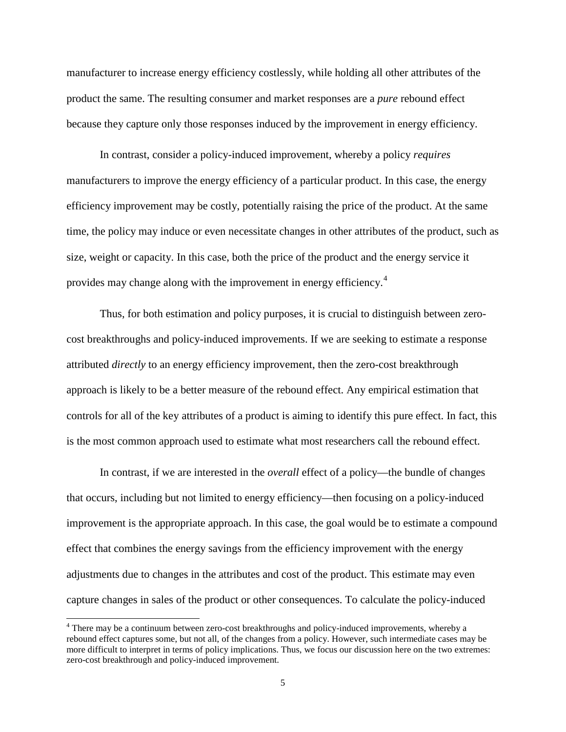manufacturer to increase energy efficiency costlessly, while holding all other attributes of the product the same. The resulting consumer and market responses are a *pure* rebound effect because they capture only those responses induced by the improvement in energy efficiency.

In contrast, consider a policy-induced improvement, whereby a policy *requires* manufacturers to improve the energy efficiency of a particular product. In this case, the energy efficiency improvement may be costly, potentially raising the price of the product. At the same time, the policy may induce or even necessitate changes in other attributes of the product, such as size, weight or capacity. In this case, both the price of the product and the energy service it provides may change along with the improvement in energy efficiency.[4]

Thus, for both estimation and policy purposes, it is crucial to distinguish between zero-cost breakthroughs and policy-induced improvements. If we are seeking to estimate a response attributed *directly* to an energy efficiency improvement, then the zero-cost breakthrough approach is likely to be a better measure of the rebound effect. Any empirical estimation that controls for all of the key attributes of a product is aiming to identify this pure effect. In fact, this is the most common approach used to estimate what most researchers call the rebound effect.

In contrast, if we are interested in the *overall* effect of a policy—the bundle of changes that occurs, including but not limited to energy efficiency—then focusing on a policy-induced improvement is the appropriate approach. In this case, the goal would be to estimate a compound effect that combines the energy savings from the efficiency improvement with the energy adjustments due to changes in the attributes and cost of the product. This estimate may even capture changes in sales of the product or other consequences. To calculate the policy-induced

[4] There may be a continuum between zero-cost breakthroughs and policy-induced improvements, whereby a rebound effect captures some, but not all, of the changes from a policy. However, such intermediate cases may be more difficult to interpret in terms of policy implications. Thus, we focus our discussion here on the two extremes: zero-cost breakthrough and policy-induced improvement.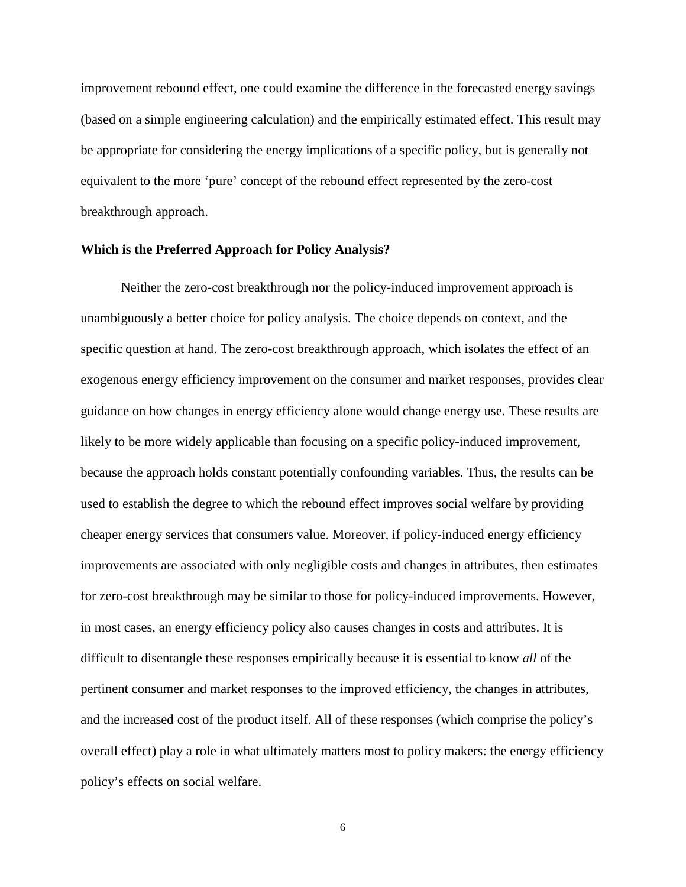improvement rebound effect, one could examine the difference in the forecasted energy savings (based on a simple engineering calculation) and the empirically estimated effect. This result may be appropriate for considering the energy implications of a specific policy, but is generally not equivalent to the more 'pure' concept of the rebound effect represented by the zero-cost breakthrough approach.

### Which is the Preferred Approach for Policy Analysis?

Neither the zero-cost breakthrough nor the policy-induced improvement approach is unambiguously a better choice for policy analysis. The choice depends on context, and the specific question at hand. The zero-cost breakthrough approach, which isolates the effect of an exogenous energy efficiency improvement on the consumer and market responses, provides clear guidance on how changes in energy efficiency alone would change energy use. These results are likely to be more widely applicable than focusing on a specific policy-induced improvement, because the approach holds constant potentially confounding variables. Thus, the results can be used to establish the degree to which the rebound effect improves social welfare by providing cheaper energy services that consumers value. Moreover, if policy-induced energy efficiency improvements are associated with only negligible costs and changes in attributes, then estimates for zero-cost breakthrough may be similar to those for policy-induced improvements. However, in most cases, an energy efficiency policy also causes changes in costs and attributes. It is difficult to disentangle these responses empirically because it is essential to know *all* of the pertinent consumer and market responses to the improved efficiency, the changes in attributes, and the increased cost of the product itself. All of these responses (which comprise the policy's overall effect) play a role in what ultimately matters most to policy makers: the energy efficiency policy's effects on social welfare.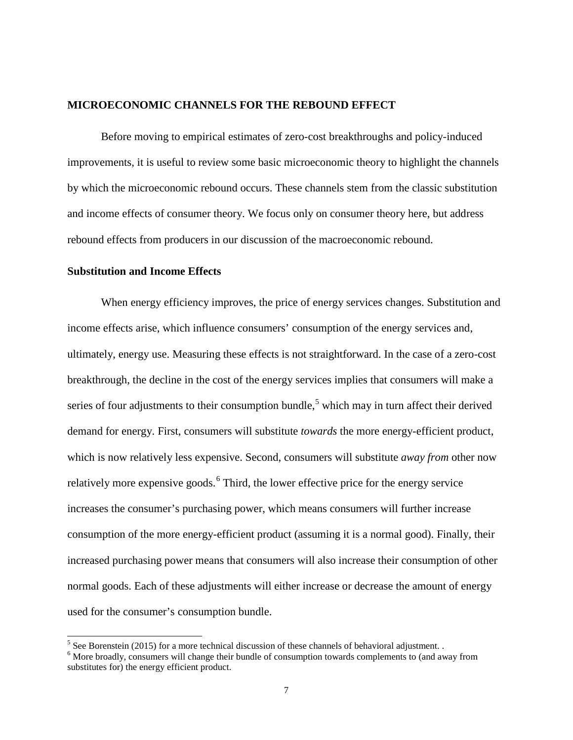## MICROECONOMIC CHANNELS FOR THE REBOUND EFFECT

Before moving to empirical estimates of zero-cost breakthroughs and policy-induced improvements, it is useful to review some basic microeconomic theory to highlight the channels by which the microeconomic rebound occurs. These channels stem from the classic substitution and income effects of consumer theory. We focus only on consumer theory here, but address rebound effects from producers in our discussion of the macroeconomic rebound.

### Substitution and Income Effects

When energy efficiency improves, the price of energy services changes. Substitution and income effects arise, which influence consumers' consumption of the energy services and, ultimately, energy use. Measuring these effects is not straightforward. In the case of a zero-cost breakthrough, the decline in the cost of the energy services implies that consumers will make a series of four adjustments to their consumption bundle,[5] which may in turn affect their derived demand for energy. First, consumers will substitute *towards* the more energy-efficient product, which is now relatively less expensive. Second, consumers will substitute *away from* other now relatively more expensive goods.[6] Third, the lower effective price for the energy service increases the consumer's purchasing power, which means consumers will further increase consumption of the more energy-efficient product (assuming it is a normal good). Finally, their increased purchasing power means that consumers will also increase their consumption of other normal goods. Each of these adjustments will either increase or decrease the amount of energy used for the consumer's consumption bundle.

[5] See Borenstein (2015) for a more technical discussion of these channels of behavioral adjustment. .

[6] More broadly, consumers will change their bundle of consumption towards complements to (and away from substitutes for) the energy efficient product.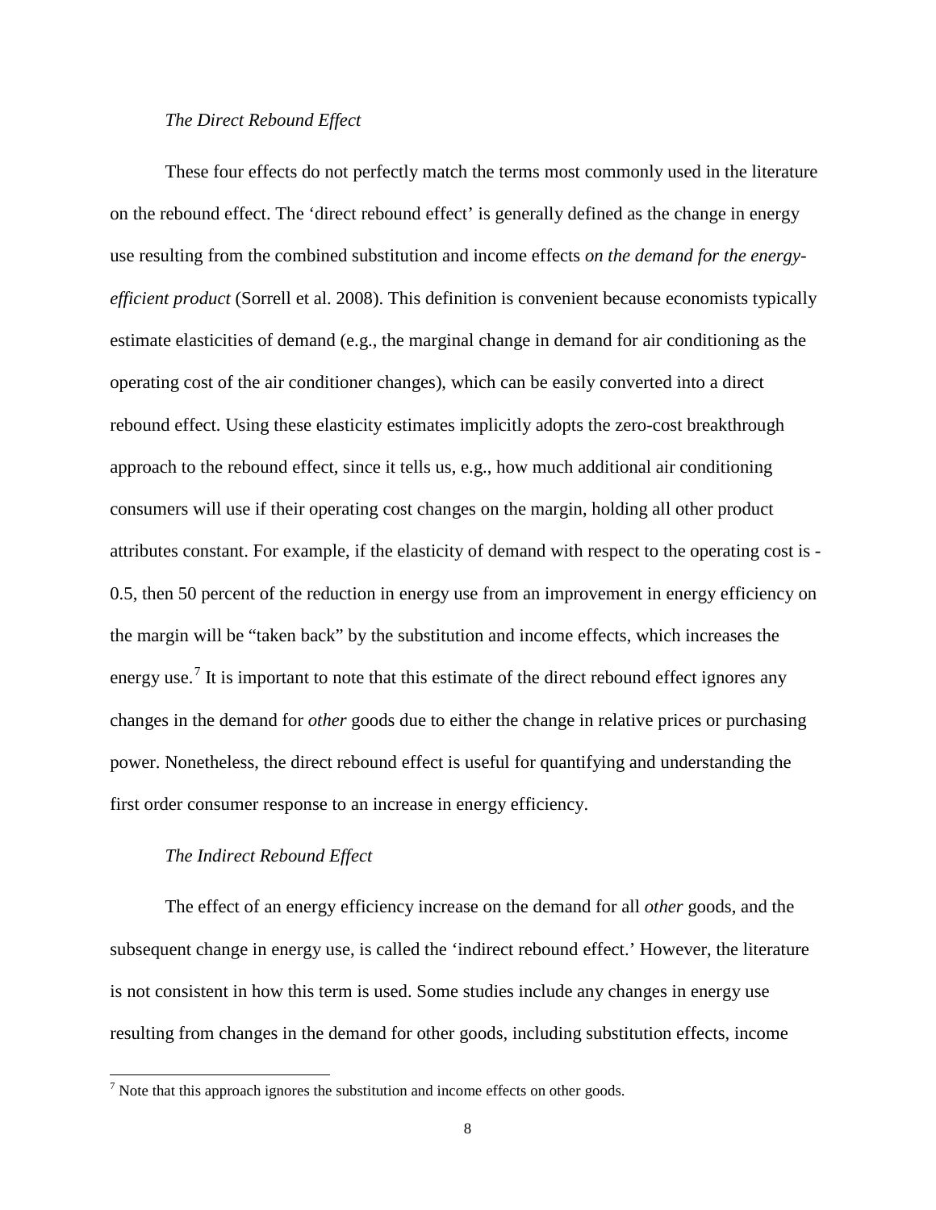*The Direct Rebound Effect*

These four effects do not perfectly match the terms most commonly used in the literature on the rebound effect. The 'direct rebound effect' is generally defined as the change in energy use resulting from the combined substitution and income effects *on the demand for the energy-efficient product* (Sorrell et al. 2008). This definition is convenient because economists typically estimate elasticities of demand (e.g., the marginal change in demand for air conditioning as the operating cost of the air conditioner changes), which can be easily converted into a direct rebound effect. Using these elasticity estimates implicitly adopts the zero-cost breakthrough approach to the rebound effect, since it tells us, e.g., how much additional air conditioning consumers will use if their operating cost changes on the margin, holding all other product attributes constant. For example, if the elasticity of demand with respect to the operating cost is -0.5, then 50 percent of the reduction in energy use from an improvement in energy efficiency on the margin will be "taken back" by the substitution and income effects, which increases the energy use.[7] It is important to note that this estimate of the direct rebound effect ignores any changes in the demand for *other* goods due to either the change in relative prices or purchasing power. Nonetheless, the direct rebound effect is useful for quantifying and understanding the first order consumer response to an increase in energy efficiency.

*The Indirect Rebound Effect*

The effect of an energy efficiency increase on the demand for all *other* goods, and the subsequent change in energy use, is called the 'indirect rebound effect.' However, the literature is not consistent in how this term is used. Some studies include any changes in energy use resulting from changes in the demand for other goods, including substitution effects, income

[7] Note that this approach ignores the substitution and income effects on other goods.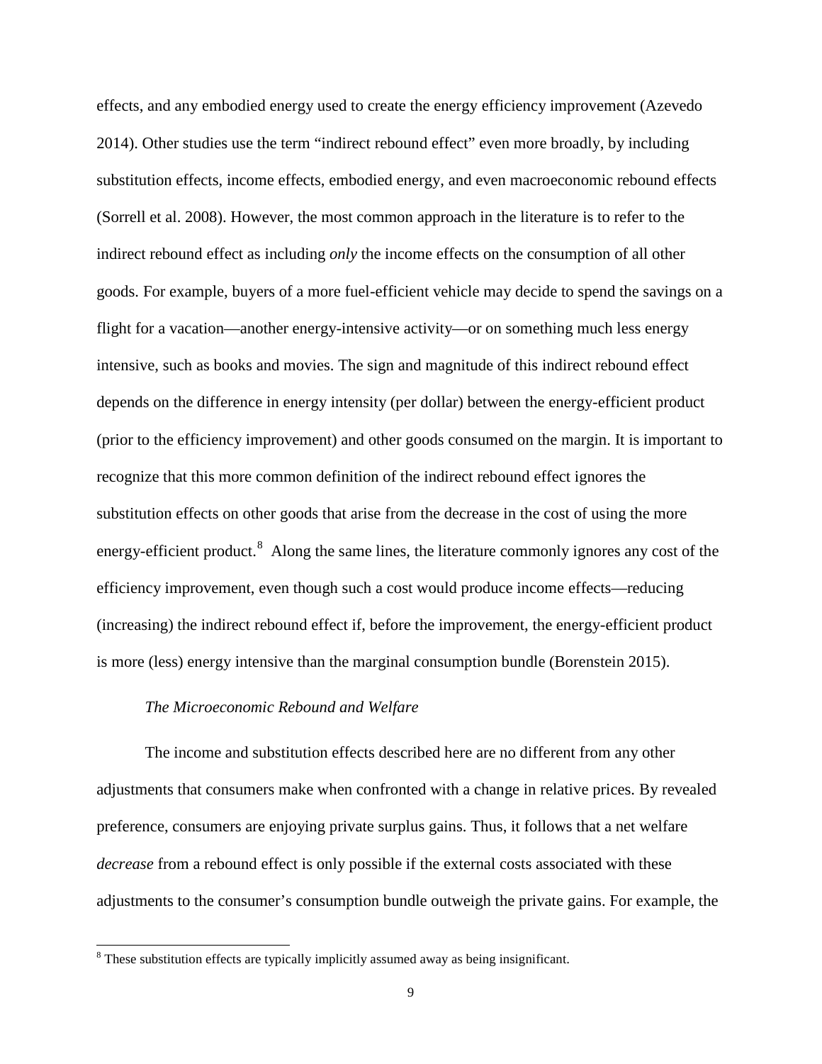effects, and any embodied energy used to create the energy efficiency improvement (Azevedo 2014). Other studies use the term "indirect rebound effect" even more broadly, by including substitution effects, income effects, embodied energy, and even macroeconomic rebound effects (Sorrell et al. 2008). However, the most common approach in the literature is to refer to the indirect rebound effect as including *only* the income effects on the consumption of all other goods. For example, buyers of a more fuel-efficient vehicle may decide to spend the savings on a flight for a vacation—another energy-intensive activity—or on something much less energy intensive, such as books and movies. The sign and magnitude of this indirect rebound effect depends on the difference in energy intensity (per dollar) between the energy-efficient product (prior to the efficiency improvement) and other goods consumed on the margin. It is important to recognize that this more common definition of the indirect rebound effect ignores the substitution effects on other goods that arise from the decrease in the cost of using the more energy-efficient product.[8] Along the same lines, the literature commonly ignores any cost of the efficiency improvement, even though such a cost would produce income effects—reducing (increasing) the indirect rebound effect if, before the improvement, the energy-efficient product is more (less) energy intensive than the marginal consumption bundle (Borenstein 2015).

*The Microeconomic Rebound and Welfare*

The income and substitution effects described here are no different from any other adjustments that consumers make when confronted with a change in relative prices. By revealed preference, consumers are enjoying private surplus gains. Thus, it follows that a net welfare *decrease* from a rebound effect is only possible if the external costs associated with these adjustments to the consumer's consumption bundle outweigh the private gains. For example, the

[8] These substitution effects are typically implicitly assumed away as being insignificant.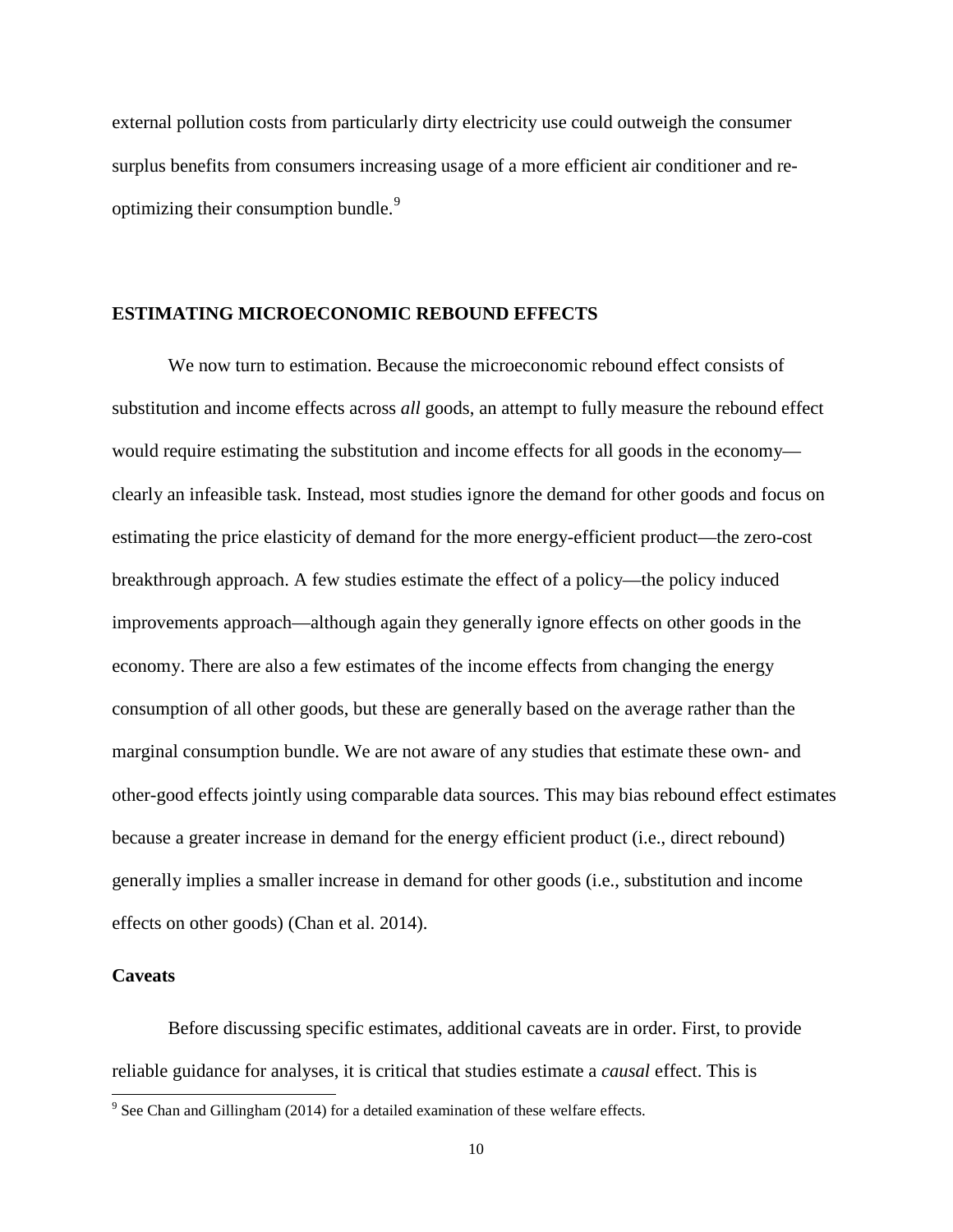external pollution costs from particularly dirty electricity use could outweigh the consumer surplus benefits from consumers increasing usage of a more efficient air conditioner and re-optimizing their consumption bundle.[9]

## ESTIMATING MICROECONOMIC REBOUND EFFECTS

We now turn to estimation. Because the microeconomic rebound effect consists of substitution and income effects across *all* goods, an attempt to fully measure the rebound effect would require estimating the substitution and income effects for all goods in the economy—clearly an infeasible task. Instead, most studies ignore the demand for other goods and focus on estimating the price elasticity of demand for the more energy-efficient product—the zero-cost breakthrough approach. A few studies estimate the effect of a policy—the policy induced improvements approach—although again they generally ignore effects on other goods in the economy. There are also a few estimates of the income effects from changing the energy consumption of all other goods, but these are generally based on the average rather than the marginal consumption bundle. We are not aware of any studies that estimate these own- and other-good effects jointly using comparable data sources. This may bias rebound effect estimates because a greater increase in demand for the energy efficient product (i.e., direct rebound) generally implies a smaller increase in demand for other goods (i.e., substitution and income effects on other goods) (Chan et al. 2014).

### Caveats

Before discussing specific estimates, additional caveats are in order. First, to provide reliable guidance for analyses, it is critical that studies estimate a *causal* effect. This is

[9] See Chan and Gillingham (2014) for a detailed examination of these welfare effects.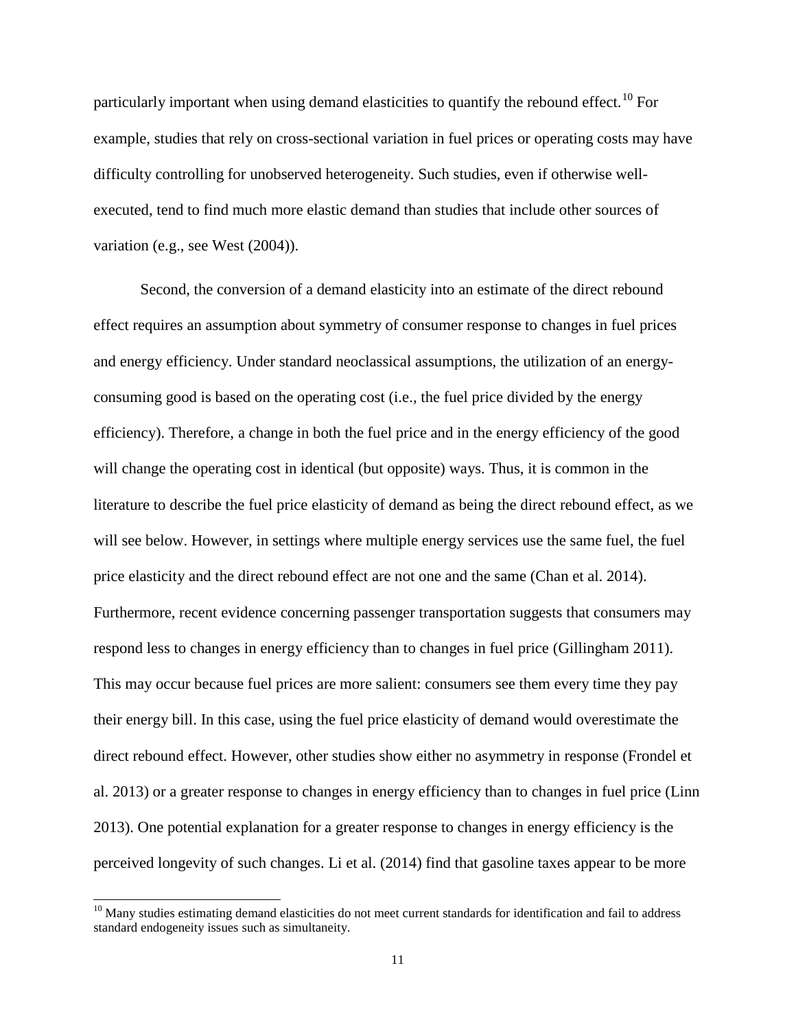particularly important when using demand elasticities to quantify the rebound effect.[10] For example, studies that rely on cross-sectional variation in fuel prices or operating costs may have difficulty controlling for unobserved heterogeneity. Such studies, even if otherwise well-executed, tend to find much more elastic demand than studies that include other sources of variation (e.g., see West (2004)).

Second, the conversion of a demand elasticity into an estimate of the direct rebound effect requires an assumption about symmetry of consumer response to changes in fuel prices and energy efficiency. Under standard neoclassical assumptions, the utilization of an energy-consuming good is based on the operating cost (i.e., the fuel price divided by the energy efficiency). Therefore, a change in both the fuel price and in the energy efficiency of the good will change the operating cost in identical (but opposite) ways. Thus, it is common in the literature to describe the fuel price elasticity of demand as being the direct rebound effect, as we will see below. However, in settings where multiple energy services use the same fuel, the fuel price elasticity and the direct rebound effect are not one and the same (Chan et al. 2014). Furthermore, recent evidence concerning passenger transportation suggests that consumers may respond less to changes in energy efficiency than to changes in fuel price (Gillingham 2011). This may occur because fuel prices are more salient: consumers see them every time they pay their energy bill. In this case, using the fuel price elasticity of demand would overestimate the direct rebound effect. However, other studies show either no asymmetry in response (Frondel et al. 2013) or a greater response to changes in energy efficiency than to changes in fuel price (Linn 2013). One potential explanation for a greater response to changes in energy efficiency is the perceived longevity of such changes. Li et al. (2014) find that gasoline taxes appear to be more

[10] Many studies estimating demand elasticities do not meet current standards for identification and fail to address standard endogeneity issues such as simultaneity.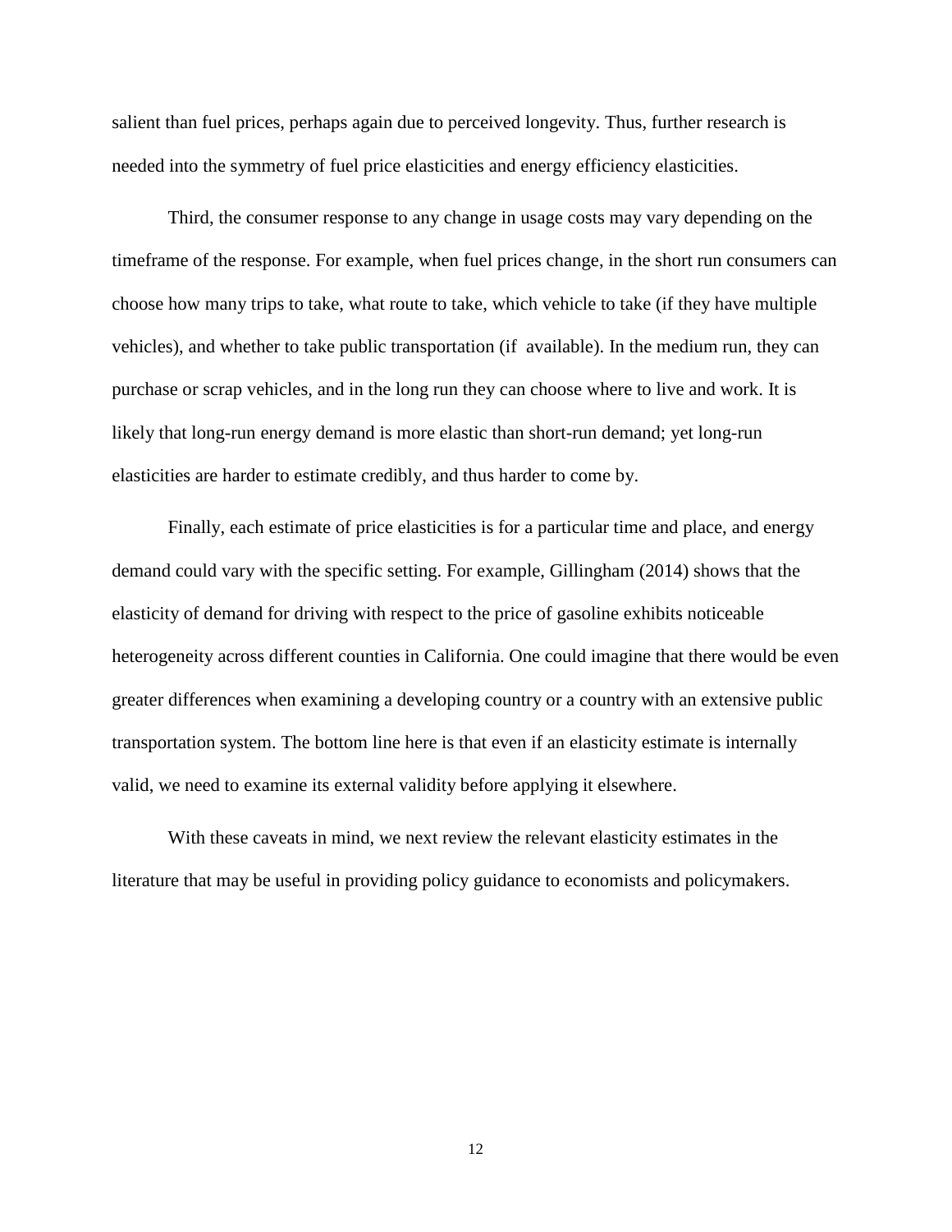salient than fuel prices, perhaps again due to perceived longevity. Thus, further research is needed into the symmetry of fuel price elasticities and energy efficiency elasticities.

Third, the consumer response to any change in usage costs may vary depending on the timeframe of the response. For example, when fuel prices change, in the short run consumers can choose how many trips to take, what route to take, which vehicle to take (if they have multiple vehicles), and whether to take public transportation (if available). In the medium run, they can purchase or scrap vehicles, and in the long run they can choose where to live and work. It is likely that long-run energy demand is more elastic than short-run demand; yet long-run elasticities are harder to estimate credibly, and thus harder to come by.

Finally, each estimate of price elasticities is for a particular time and place, and energy demand could vary with the specific setting. For example, Gillingham (2014) shows that the elasticity of demand for driving with respect to the price of gasoline exhibits noticeable heterogeneity across different counties in California. One could imagine that there would be even greater differences when examining a developing country or a country with an extensive public transportation system. The bottom line here is that even if an elasticity estimate is internally valid, we need to examine its external validity before applying it elsewhere.

With these caveats in mind, we next review the relevant elasticity estimates in the literature that may be useful in providing policy guidance to economists and policymakers.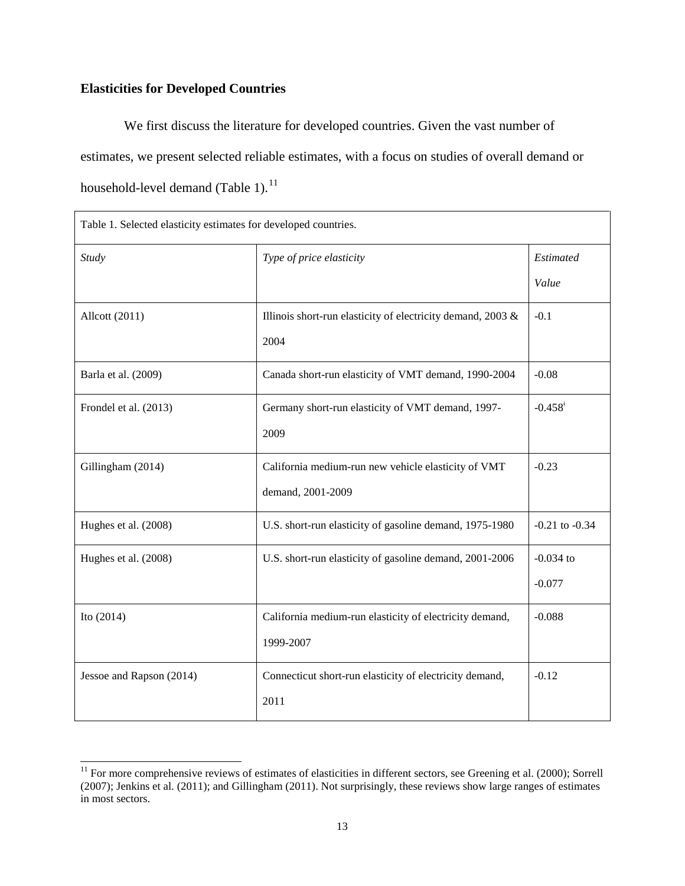### Elasticities for Developed Countries

We first discuss the literature for developed countries. Given the vast number of estimates, we present selected reliable estimates, with a focus on studies of overall demand or household-level demand (Table 1).[11]

Table 1. Selected elasticity estimates for developed countries.

| *Study* | *Type of price elasticity* | *Estimated Value* |
|---|---|---|
| Allcott (2011) | Illinois short-run elasticity of electricity demand, 2003 & 2004 | -0.1 |
| Barla et al. (2009) | Canada short-run elasticity of VMT demand, 1990-2004 | -0.08 |
| Frondel et al. (2013) | Germany short-run elasticity of VMT demand, 1997-2009 | -0.458[i] |
| Gillingham (2014) | California medium-run new vehicle elasticity of VMT demand, 2001-2009 | -0.23 |
| Hughes et al. (2008) | U.S. short-run elasticity of gasoline demand, 1975-1980 | -0.21 to -0.34 |
| Hughes et al. (2008) | U.S. short-run elasticity of gasoline demand, 2001-2006 | -0.034 to -0.077 |
| Ito (2014) | California medium-run elasticity of electricity demand, 1999-2007 | -0.088 |
| Jessoe and Rapson (2014) | Connecticut short-run elasticity of electricity demand, 2011 | -0.12 |

[11] For more comprehensive reviews of estimates of elasticities in different sectors, see Greening et al. (2000); Sorrell (2007); Jenkins et al. (2011); and Gillingham (2011). Not surprisingly, these reviews show large ranges of estimates in most sectors.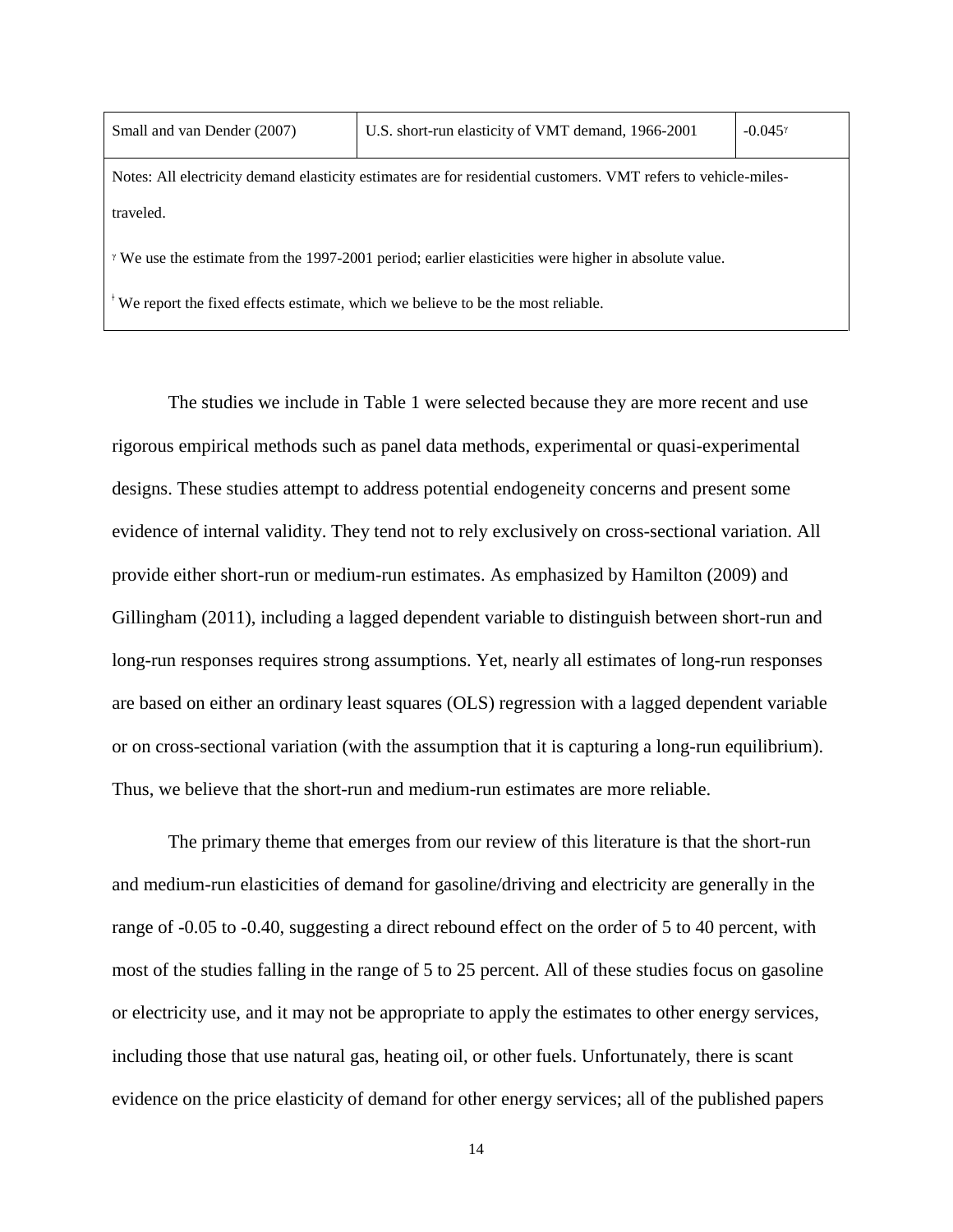| Small and van Dender (2007) | U.S. short-run elasticity of VMT demand, 1966-2001 | -0.045[γ] |
|---|---|---|

Notes: All electricity demand elasticity estimates are for residential customers. VMT refers to vehicle-miles-traveled.

[γ] We use the estimate from the 1997-2001 period; earlier elasticities were higher in absolute value.

[ǂ] We report the fixed effects estimate, which we believe to be the most reliable.

The studies we include in Table 1 were selected because they are more recent and use rigorous empirical methods such as panel data methods, experimental or quasi-experimental designs. These studies attempt to address potential endogeneity concerns and present some evidence of internal validity. They tend not to rely exclusively on cross-sectional variation. All provide either short-run or medium-run estimates. As emphasized by Hamilton (2009) and Gillingham (2011), including a lagged dependent variable to distinguish between short-run and long-run responses requires strong assumptions. Yet, nearly all estimates of long-run responses are based on either an ordinary least squares (OLS) regression with a lagged dependent variable or on cross-sectional variation (with the assumption that it is capturing a long-run equilibrium). Thus, we believe that the short-run and medium-run estimates are more reliable.

The primary theme that emerges from our review of this literature is that the short-run and medium-run elasticities of demand for gasoline/driving and electricity are generally in the range of -0.05 to -0.40, suggesting a direct rebound effect on the order of 5 to 40 percent, with most of the studies falling in the range of 5 to 25 percent. All of these studies focus on gasoline or electricity use, and it may not be appropriate to apply the estimates to other energy services, including those that use natural gas, heating oil, or other fuels. Unfortunately, there is scant evidence on the price elasticity of demand for other energy services; all of the published papers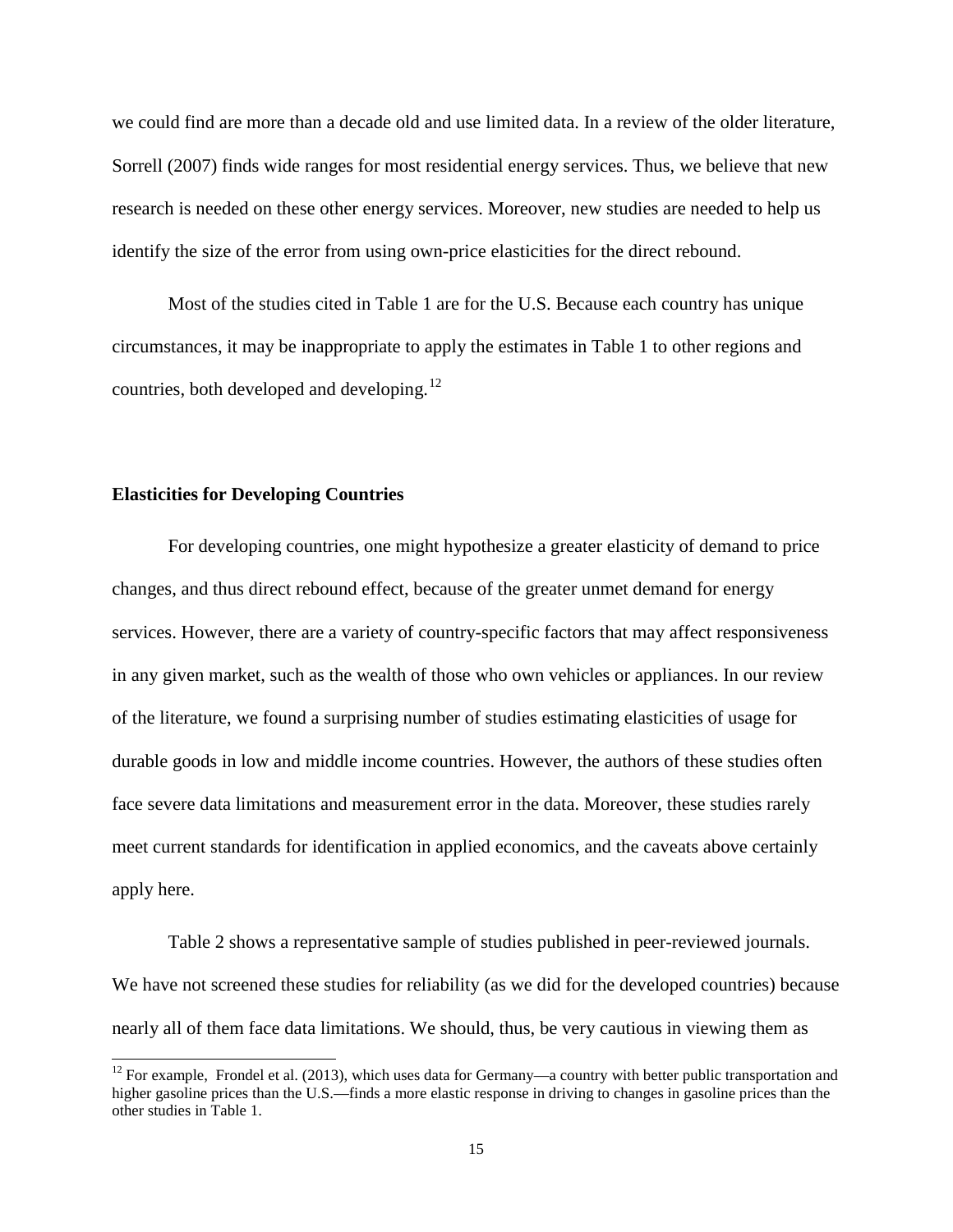we could find are more than a decade old and use limited data. In a review of the older literature, Sorrell (2007) finds wide ranges for most residential energy services. Thus, we believe that new research is needed on these other energy services. Moreover, new studies are needed to help us identify the size of the error from using own-price elasticities for the direct rebound.

Most of the studies cited in Table 1 are for the U.S. Because each country has unique circumstances, it may be inappropriate to apply the estimates in Table 1 to other regions and countries, both developed and developing.[12]

**Elasticities for Developing Countries**

For developing countries, one might hypothesize a greater elasticity of demand to price changes, and thus direct rebound effect, because of the greater unmet demand for energy services. However, there are a variety of country-specific factors that may affect responsiveness in any given market, such as the wealth of those who own vehicles or appliances. In our review of the literature, we found a surprising number of studies estimating elasticities of usage for durable goods in low and middle income countries. However, the authors of these studies often face severe data limitations and measurement error in the data. Moreover, these studies rarely meet current standards for identification in applied economics, and the caveats above certainly apply here.

Table 2 shows a representative sample of studies published in peer-reviewed journals. We have not screened these studies for reliability (as we did for the developed countries) because nearly all of them face data limitations. We should, thus, be very cautious in viewing them as

[12] For example, Frondel et al. (2013), which uses data for Germany—a country with better public transportation and higher gasoline prices than the U.S.—finds a more elastic response in driving to changes in gasoline prices than the other studies in Table 1.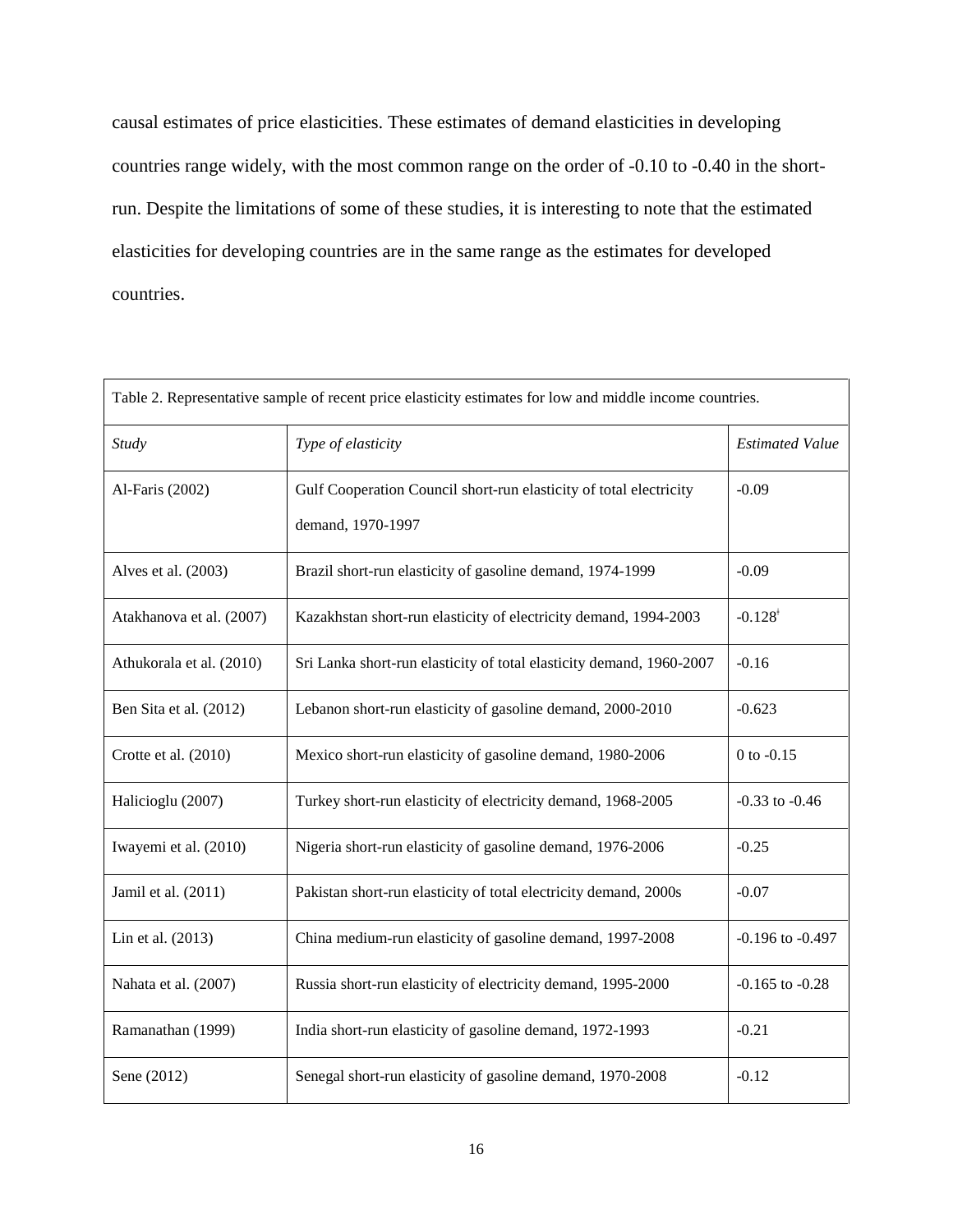causal estimates of price elasticities. These estimates of demand elasticities in developing countries range widely, with the most common range on the order of -0.10 to -0.40 in the short-run. Despite the limitations of some of these studies, it is interesting to note that the estimated elasticities for developing countries are in the same range as the estimates for developed countries.

Table 2. Representative sample of recent price elasticity estimates for low and middle income countries.

| *Study* | *Type of elasticity* | *Estimated Value* |
|---|---|---|
| Al-Faris (2002) | Gulf Cooperation Council short-run elasticity of total electricity demand, 1970-1997 | -0.09 |
| Alves et al. (2003) | Brazil short-run elasticity of gasoline demand, 1974-1999 | -0.09 |
| Atakhanova et al. (2007) | Kazakhstan short-run elasticity of electricity demand, 1994-2003 | -0.128[i] |
| Athukorala et al. (2010) | Sri Lanka short-run elasticity of total elasticity demand, 1960-2007 | -0.16 |
| Ben Sita et al. (2012) | Lebanon short-run elasticity of gasoline demand, 2000-2010 | -0.623 |
| Crotte et al. (2010) | Mexico short-run elasticity of gasoline demand, 1980-2006 | 0 to -0.15 |
| Halicioglu (2007) | Turkey short-run elasticity of electricity demand, 1968-2005 | -0.33 to -0.46 |
| Iwayemi et al. (2010) | Nigeria short-run elasticity of gasoline demand, 1976-2006 | -0.25 |
| Jamil et al. (2011) | Pakistan short-run elasticity of total electricity demand, 2000s | -0.07 |
| Lin et al. (2013) | China medium-run elasticity of gasoline demand, 1997-2008 | -0.196 to -0.497 |
| Nahata et al. (2007) | Russia short-run elasticity of electricity demand, 1995-2000 | -0.165 to -0.28 |
| Ramanathan (1999) | India short-run elasticity of gasoline demand, 1972-1993 | -0.21 |
| Sene (2012) | Senegal short-run elasticity of gasoline demand, 1970-2008 | -0.12 |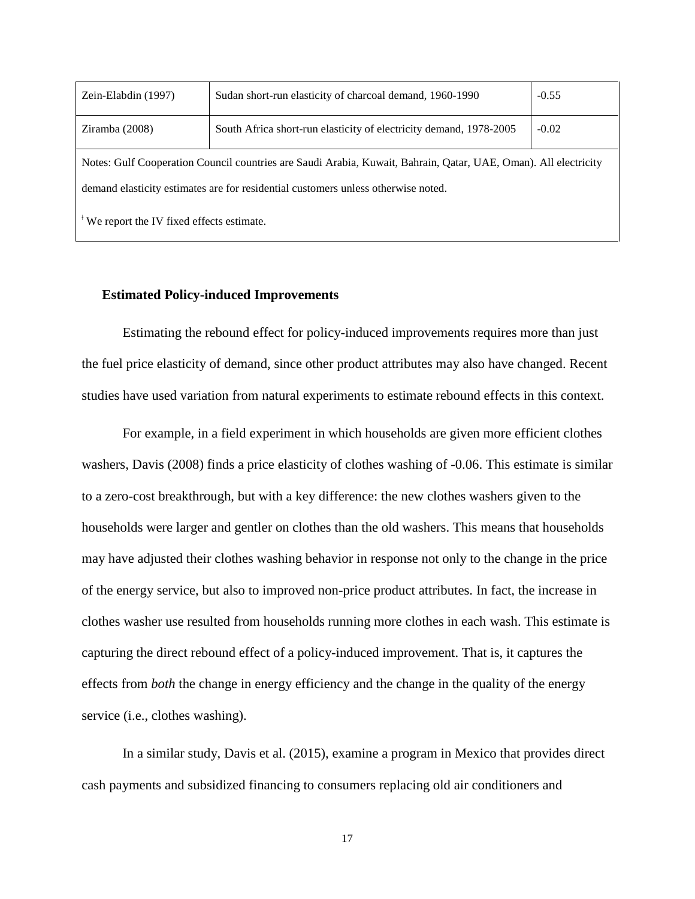| | | |
|---|---|---|
| Zein-Elabdin (1997) | Sudan short-run elasticity of charcoal demand, 1960-1990 | -0.55 |
| Ziramba (2008) | South Africa short-run elasticity of electricity demand, 1978-2005 | -0.02 |

Notes: Gulf Cooperation Council countries are Saudi Arabia, Kuwait, Bahrain, Qatar, UAE, Oman). All electricity demand elasticity estimates are for residential customers unless otherwise noted.

ⁱ We report the IV fixed effects estimate.

### Estimated Policy-induced Improvements

Estimating the rebound effect for policy-induced improvements requires more than just the fuel price elasticity of demand, since other product attributes may also have changed. Recent studies have used variation from natural experiments to estimate rebound effects in this context.

For example, in a field experiment in which households are given more efficient clothes washers, Davis (2008) finds a price elasticity of clothes washing of -0.06. This estimate is similar to a zero-cost breakthrough, but with a key difference: the new clothes washers given to the households were larger and gentler on clothes than the old washers. This means that households may have adjusted their clothes washing behavior in response not only to the change in the price of the energy service, but also to improved non-price product attributes. In fact, the increase in clothes washer use resulted from households running more clothes in each wash. This estimate is capturing the direct rebound effect of a policy-induced improvement. That is, it captures the effects from *both* the change in energy efficiency and the change in the quality of the energy service (i.e., clothes washing).

In a similar study, Davis et al. (2015), examine a program in Mexico that provides direct cash payments and subsidized financing to consumers replacing old air conditioners and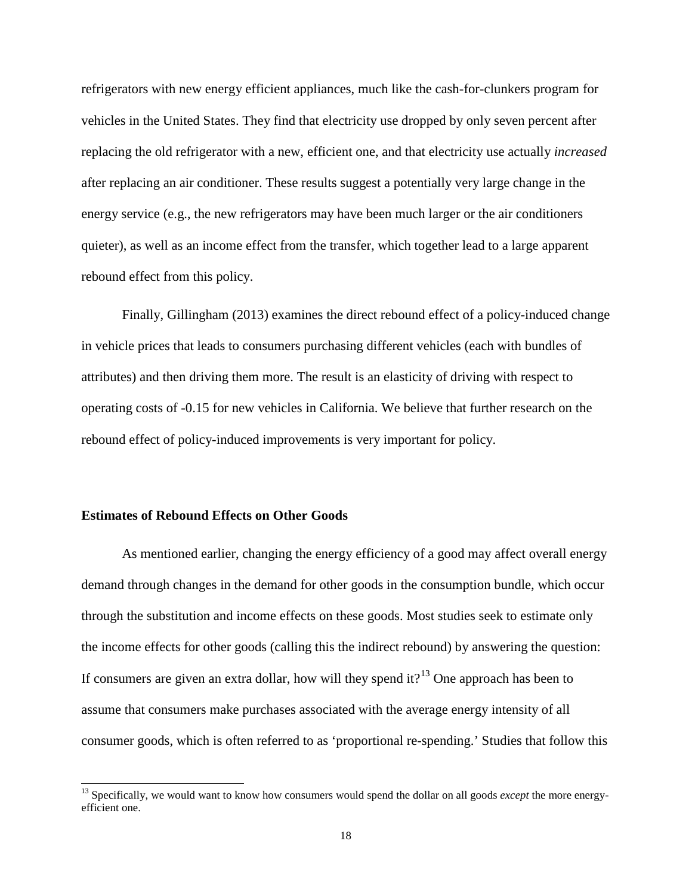refrigerators with new energy efficient appliances, much like the cash-for-clunkers program for vehicles in the United States. They find that electricity use dropped by only seven percent after replacing the old refrigerator with a new, efficient one, and that electricity use actually *increased* after replacing an air conditioner. These results suggest a potentially very large change in the energy service (e.g., the new refrigerators may have been much larger or the air conditioners quieter), as well as an income effect from the transfer, which together lead to a large apparent rebound effect from this policy.

Finally, Gillingham (2013) examines the direct rebound effect of a policy-induced change in vehicle prices that leads to consumers purchasing different vehicles (each with bundles of attributes) and then driving them more. The result is an elasticity of driving with respect to operating costs of -0.15 for new vehicles in California. We believe that further research on the rebound effect of policy-induced improvements is very important for policy.

### Estimates of Rebound Effects on Other Goods

As mentioned earlier, changing the energy efficiency of a good may affect overall energy demand through changes in the demand for other goods in the consumption bundle, which occur through the substitution and income effects on these goods. Most studies seek to estimate only the income effects for other goods (calling this the indirect rebound) by answering the question: If consumers are given an extra dollar, how will they spend it?[13] One approach has been to assume that consumers make purchases associated with the average energy intensity of all consumer goods, which is often referred to as 'proportional re-spending.' Studies that follow this

[13] Specifically, we would want to know how consumers would spend the dollar on all goods *except* the more energy-efficient one.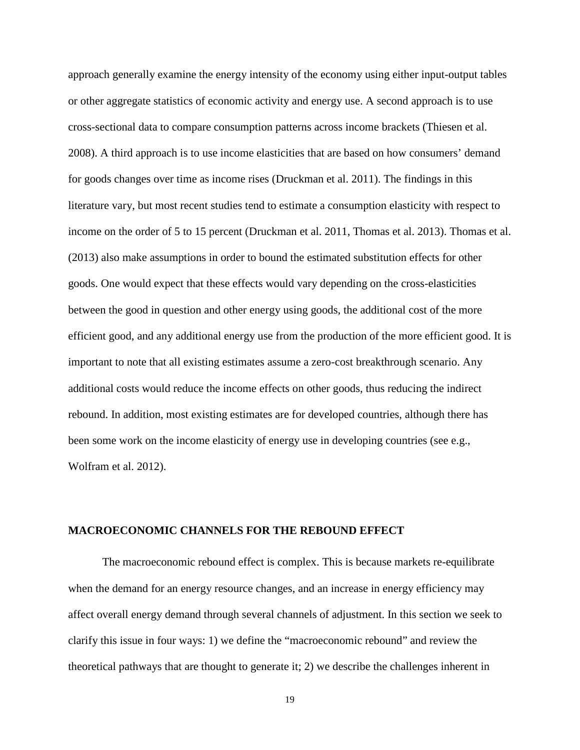approach generally examine the energy intensity of the economy using either input-output tables or other aggregate statistics of economic activity and energy use. A second approach is to use cross-sectional data to compare consumption patterns across income brackets (Thiesen et al. 2008). A third approach is to use income elasticities that are based on how consumers' demand for goods changes over time as income rises (Druckman et al. 2011). The findings in this literature vary, but most recent studies tend to estimate a consumption elasticity with respect to income on the order of 5 to 15 percent (Druckman et al. 2011, Thomas et al. 2013). Thomas et al. (2013) also make assumptions in order to bound the estimated substitution effects for other goods. One would expect that these effects would vary depending on the cross-elasticities between the good in question and other energy using goods, the additional cost of the more efficient good, and any additional energy use from the production of the more efficient good. It is important to note that all existing estimates assume a zero-cost breakthrough scenario. Any additional costs would reduce the income effects on other goods, thus reducing the indirect rebound. In addition, most existing estimates are for developed countries, although there has been some work on the income elasticity of energy use in developing countries (see e.g., Wolfram et al. 2012).

## MACROECONOMIC CHANNELS FOR THE REBOUND EFFECT

The macroeconomic rebound effect is complex. This is because markets re-equilibrate when the demand for an energy resource changes, and an increase in energy efficiency may affect overall energy demand through several channels of adjustment. In this section we seek to clarify this issue in four ways: 1) we define the "macroeconomic rebound" and review the theoretical pathways that are thought to generate it; 2) we describe the challenges inherent in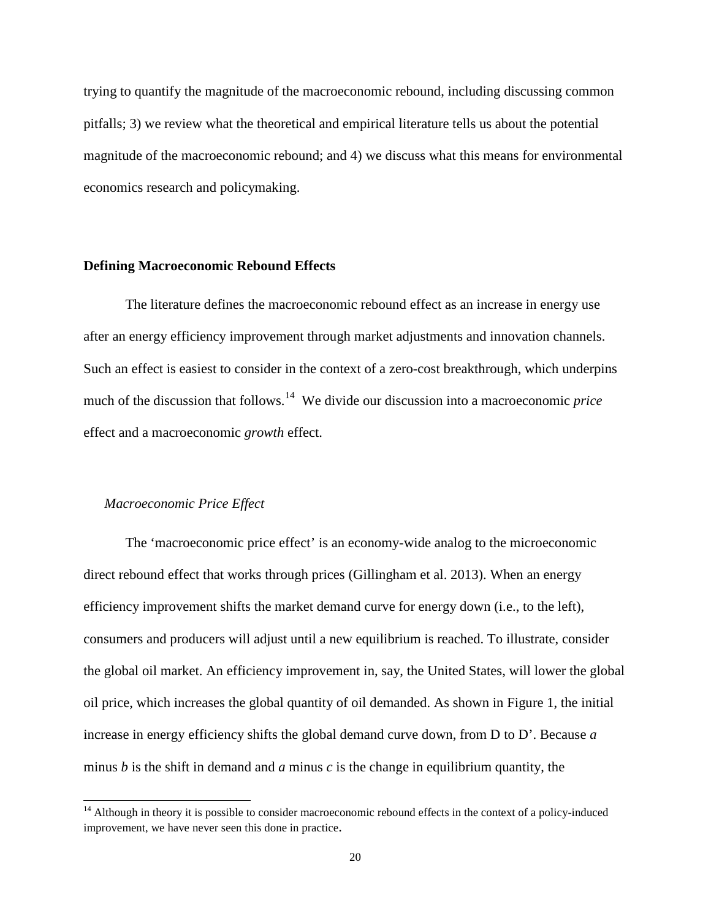trying to quantify the magnitude of the macroeconomic rebound, including discussing common pitfalls; 3) we review what the theoretical and empirical literature tells us about the potential magnitude of the macroeconomic rebound; and 4) we discuss what this means for environmental economics research and policymaking.

## Defining Macroeconomic Rebound Effects

The literature defines the macroeconomic rebound effect as an increase in energy use after an energy efficiency improvement through market adjustments and innovation channels. Such an effect is easiest to consider in the context of a zero-cost breakthrough, which underpins much of the discussion that follows.[14] We divide our discussion into a macroeconomic *price* effect and a macroeconomic *growth* effect.

### *Macroeconomic Price Effect*

The 'macroeconomic price effect' is an economy-wide analog to the microeconomic direct rebound effect that works through prices (Gillingham et al. 2013). When an energy efficiency improvement shifts the market demand curve for energy down (i.e., to the left), consumers and producers will adjust until a new equilibrium is reached. To illustrate, consider the global oil market. An efficiency improvement in, say, the United States, will lower the global oil price, which increases the global quantity of oil demanded. As shown in Figure 1, the initial increase in energy efficiency shifts the global demand curve down, from D to D'. Because *a* minus *b* is the shift in demand and *a* minus *c* is the change in equilibrium quantity, the

[14] Although in theory it is possible to consider macroeconomic rebound effects in the context of a policy-induced improvement, we have never seen this done in practice.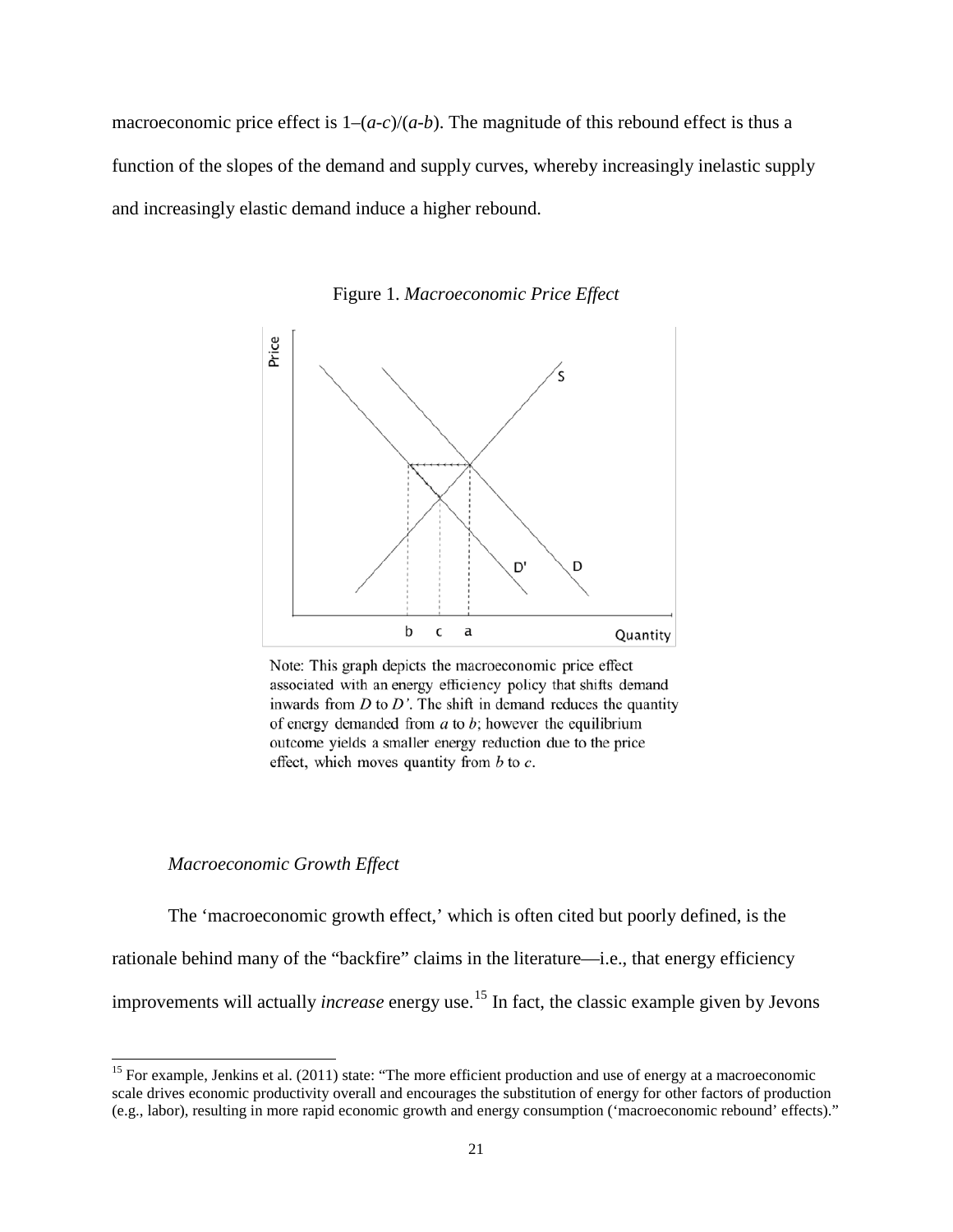macroeconomic price effect is 1–(*a*-*c*)/(*a*-*b*). The magnitude of this rebound effect is thus a function of the slopes of the demand and supply curves, whereby increasingly inelastic supply and increasingly elastic demand induce a higher rebound.

Figure 1. *Macroeconomic Price Effect*

Note: This graph depicts the macroeconomic price effect associated with an energy efficiency policy that shifts demand inwards from *D* to *D'*. The shift in demand reduces the quantity of energy demanded from *a* to *b*; however the equilibrium outcome yields a smaller energy reduction due to the price effect, which moves quantity from *b* to *c*.

### *Macroeconomic Growth Effect*

The 'macroeconomic growth effect,' which is often cited but poorly defined, is the rationale behind many of the "backfire" claims in the literature—i.e., that energy efficiency improvements will actually *increase* energy use.[15] In fact, the classic example given by Jevons

[15] For example, Jenkins et al. (2011) state: "The more efficient production and use of energy at a macroeconomic scale drives economic productivity overall and encourages the substitution of energy for other factors of production (e.g., labor), resulting in more rapid economic growth and energy consumption ('macroeconomic rebound' effects)."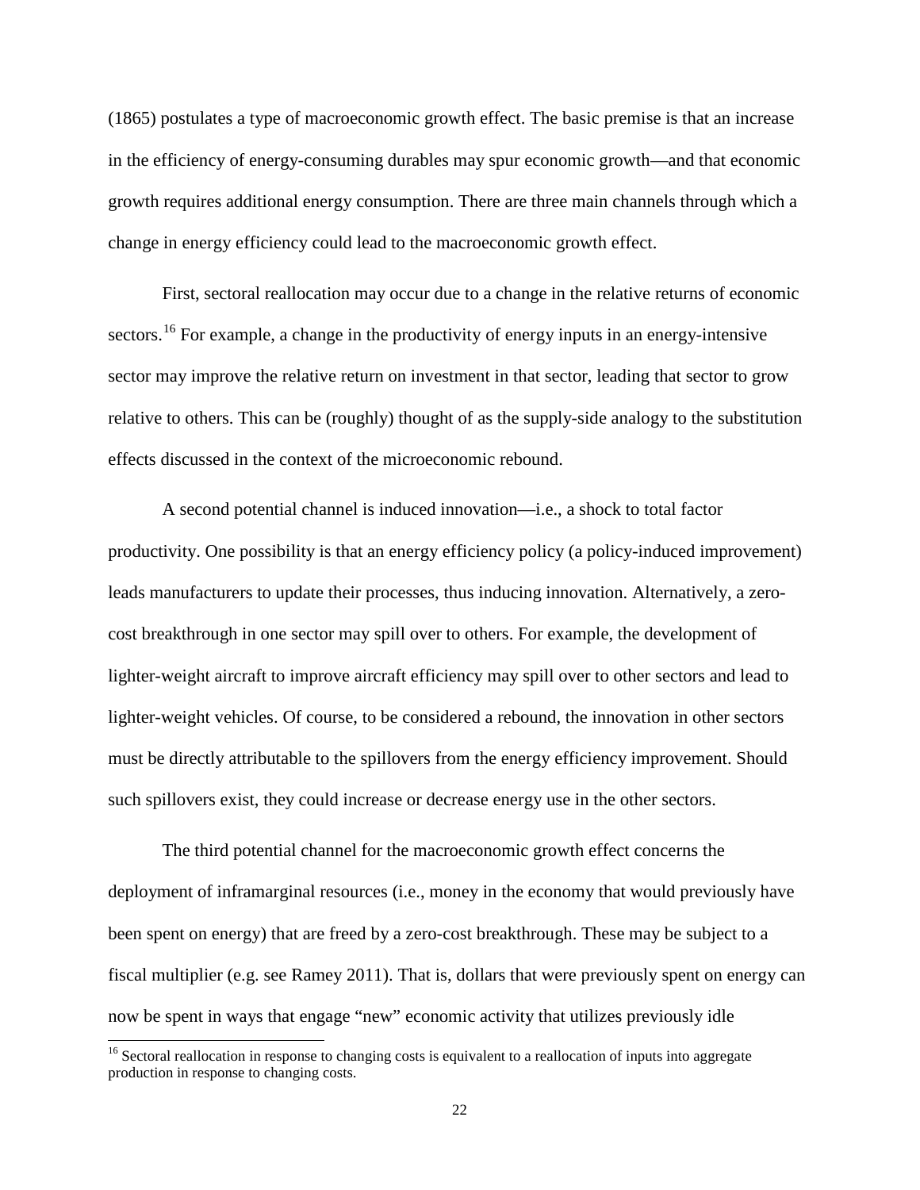(1865) postulates a type of macroeconomic growth effect. The basic premise is that an increase in the efficiency of energy-consuming durables may spur economic growth—and that economic growth requires additional energy consumption. There are three main channels through which a change in energy efficiency could lead to the macroeconomic growth effect.

First, sectoral reallocation may occur due to a change in the relative returns of economic sectors.[16] For example, a change in the productivity of energy inputs in an energy-intensive sector may improve the relative return on investment in that sector, leading that sector to grow relative to others. This can be (roughly) thought of as the supply-side analogy to the substitution effects discussed in the context of the microeconomic rebound.

A second potential channel is induced innovation—i.e., a shock to total factor productivity. One possibility is that an energy efficiency policy (a policy-induced improvement) leads manufacturers to update their processes, thus inducing innovation. Alternatively, a zero-cost breakthrough in one sector may spill over to others. For example, the development of lighter-weight aircraft to improve aircraft efficiency may spill over to other sectors and lead to lighter-weight vehicles. Of course, to be considered a rebound, the innovation in other sectors must be directly attributable to the spillovers from the energy efficiency improvement. Should such spillovers exist, they could increase or decrease energy use in the other sectors.

The third potential channel for the macroeconomic growth effect concerns the deployment of inframarginal resources (i.e., money in the economy that would previously have been spent on energy) that are freed by a zero-cost breakthrough. These may be subject to a fiscal multiplier (e.g. see Ramey 2011). That is, dollars that were previously spent on energy can now be spent in ways that engage "new" economic activity that utilizes previously idle

[16] Sectoral reallocation in response to changing costs is equivalent to a reallocation of inputs into aggregate production in response to changing costs.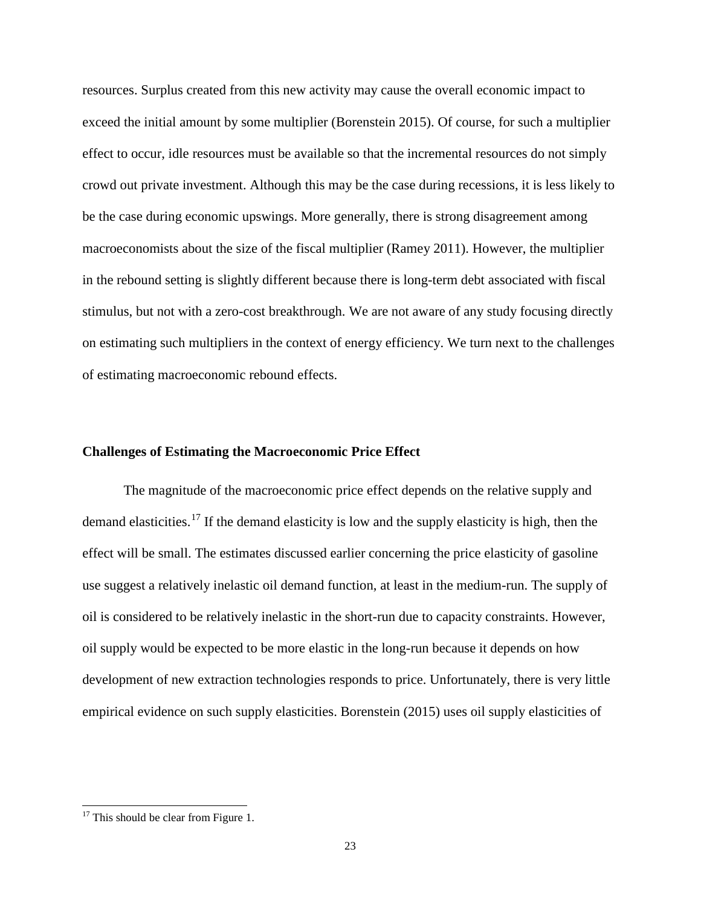resources. Surplus created from this new activity may cause the overall economic impact to exceed the initial amount by some multiplier (Borenstein 2015). Of course, for such a multiplier effect to occur, idle resources must be available so that the incremental resources do not simply crowd out private investment. Although this may be the case during recessions, it is less likely to be the case during economic upswings. More generally, there is strong disagreement among macroeconomists about the size of the fiscal multiplier (Ramey 2011). However, the multiplier in the rebound setting is slightly different because there is long-term debt associated with fiscal stimulus, but not with a zero-cost breakthrough. We are not aware of any study focusing directly on estimating such multipliers in the context of energy efficiency. We turn next to the challenges of estimating macroeconomic rebound effects.

### Challenges of Estimating the Macroeconomic Price Effect

The magnitude of the macroeconomic price effect depends on the relative supply and demand elasticities.[17] If the demand elasticity is low and the supply elasticity is high, then the effect will be small. The estimates discussed earlier concerning the price elasticity of gasoline use suggest a relatively inelastic oil demand function, at least in the medium-run. The supply of oil is considered to be relatively inelastic in the short-run due to capacity constraints. However, oil supply would be expected to be more elastic in the long-run because it depends on how development of new extraction technologies responds to price. Unfortunately, there is very little empirical evidence on such supply elasticities. Borenstein (2015) uses oil supply elasticities of

[17] This should be clear from Figure 1.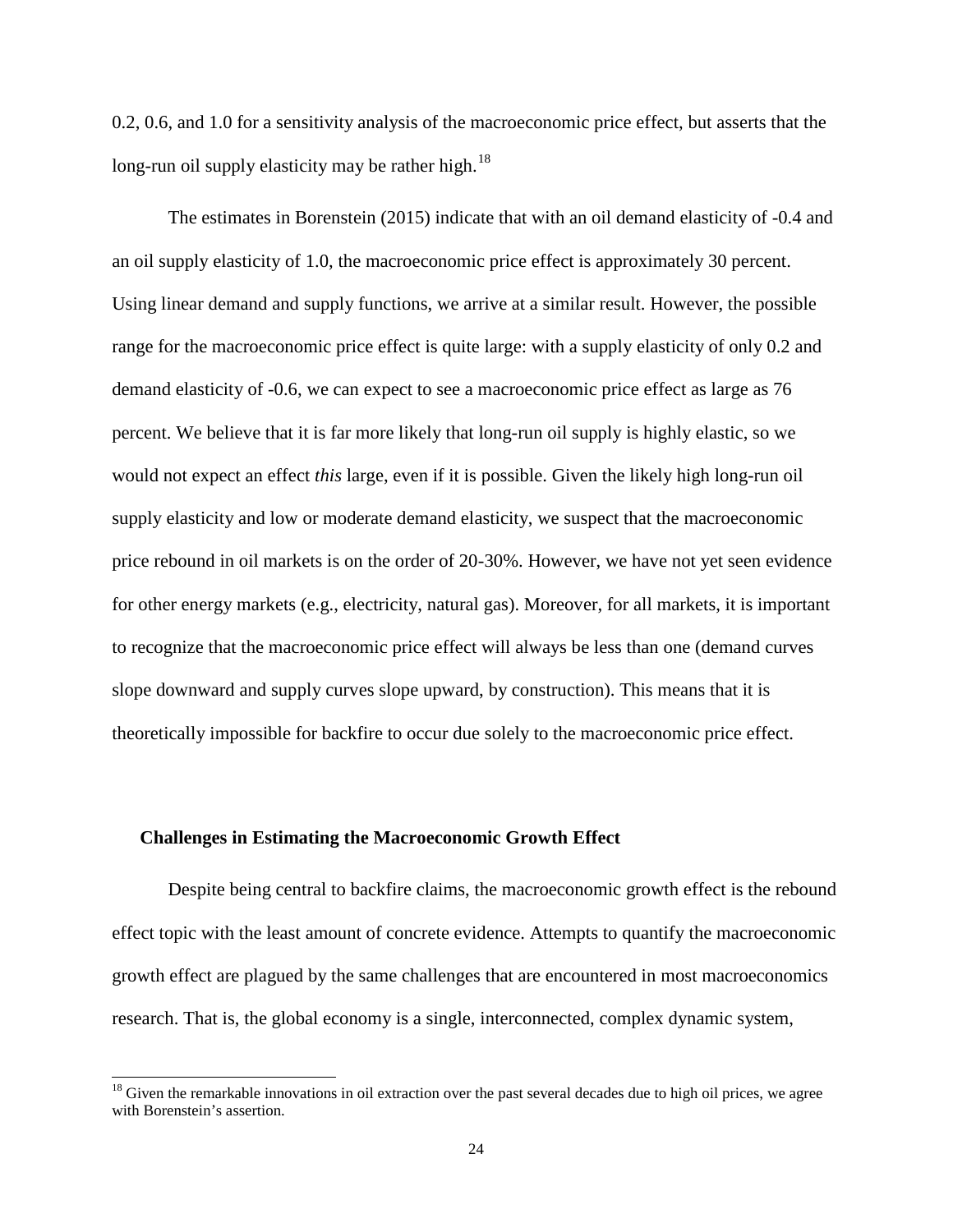0.2, 0.6, and 1.0 for a sensitivity analysis of the macroeconomic price effect, but asserts that the long-run oil supply elasticity may be rather high.[18]

The estimates in Borenstein (2015) indicate that with an oil demand elasticity of -0.4 and an oil supply elasticity of 1.0, the macroeconomic price effect is approximately 30 percent. Using linear demand and supply functions, we arrive at a similar result. However, the possible range for the macroeconomic price effect is quite large: with a supply elasticity of only 0.2 and demand elasticity of -0.6, we can expect to see a macroeconomic price effect as large as 76 percent. We believe that it is far more likely that long-run oil supply is highly elastic, so we would not expect an effect *this* large, even if it is possible. Given the likely high long-run oil supply elasticity and low or moderate demand elasticity, we suspect that the macroeconomic price rebound in oil markets is on the order of 20-30%. However, we have not yet seen evidence for other energy markets (e.g., electricity, natural gas). Moreover, for all markets, it is important to recognize that the macroeconomic price effect will always be less than one (demand curves slope downward and supply curves slope upward, by construction). This means that it is theoretically impossible for backfire to occur due solely to the macroeconomic price effect.

### Challenges in Estimating the Macroeconomic Growth Effect

Despite being central to backfire claims, the macroeconomic growth effect is the rebound effect topic with the least amount of concrete evidence. Attempts to quantify the macroeconomic growth effect are plagued by the same challenges that are encountered in most macroeconomics research. That is, the global economy is a single, interconnected, complex dynamic system,

[18] Given the remarkable innovations in oil extraction over the past several decades due to high oil prices, we agree with Borenstein's assertion.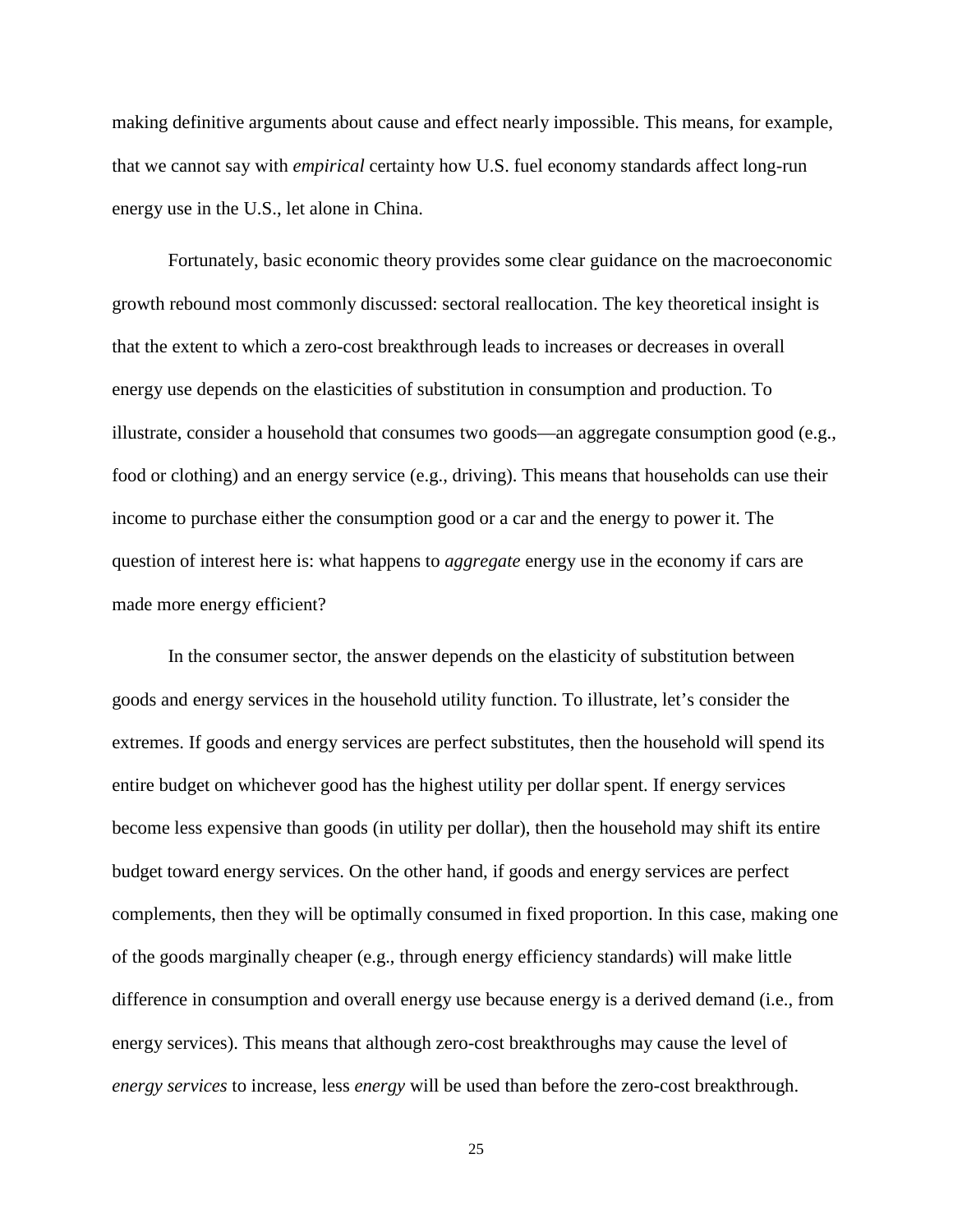making definitive arguments about cause and effect nearly impossible. This means, for example, that we cannot say with *empirical* certainty how U.S. fuel economy standards affect long-run energy use in the U.S., let alone in China.

Fortunately, basic economic theory provides some clear guidance on the macroeconomic growth rebound most commonly discussed: sectoral reallocation. The key theoretical insight is that the extent to which a zero-cost breakthrough leads to increases or decreases in overall energy use depends on the elasticities of substitution in consumption and production. To illustrate, consider a household that consumes two goods—an aggregate consumption good (e.g., food or clothing) and an energy service (e.g., driving). This means that households can use their income to purchase either the consumption good or a car and the energy to power it. The question of interest here is: what happens to *aggregate* energy use in the economy if cars are made more energy efficient?

In the consumer sector, the answer depends on the elasticity of substitution between goods and energy services in the household utility function. To illustrate, let's consider the extremes. If goods and energy services are perfect substitutes, then the household will spend its entire budget on whichever good has the highest utility per dollar spent. If energy services become less expensive than goods (in utility per dollar), then the household may shift its entire budget toward energy services. On the other hand, if goods and energy services are perfect complements, then they will be optimally consumed in fixed proportion. In this case, making one of the goods marginally cheaper (e.g., through energy efficiency standards) will make little difference in consumption and overall energy use because energy is a derived demand (i.e., from energy services). This means that although zero-cost breakthroughs may cause the level of *energy services* to increase, less *energy* will be used than before the zero-cost breakthrough.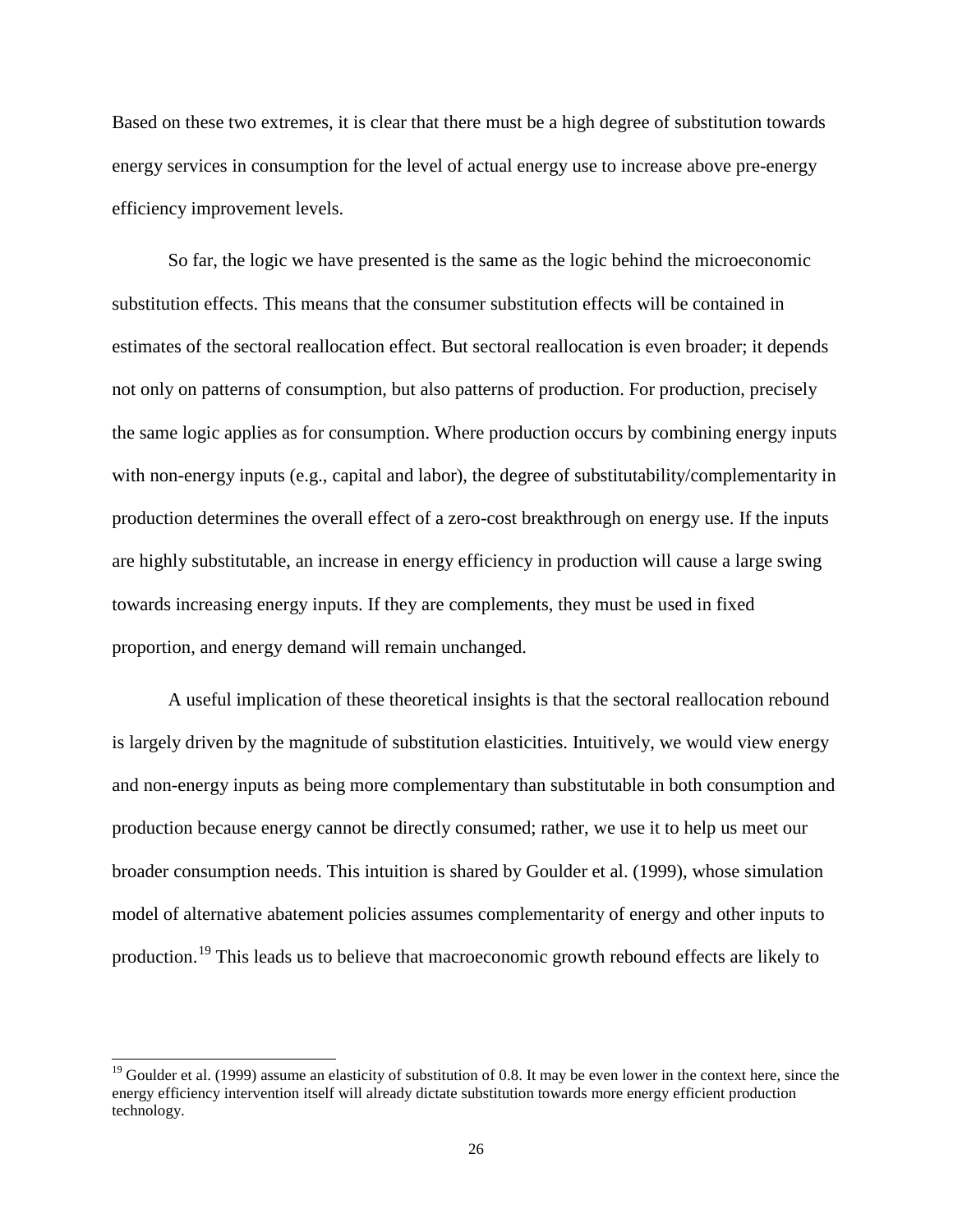Based on these two extremes, it is clear that there must be a high degree of substitution towards energy services in consumption for the level of actual energy use to increase above pre-energy efficiency improvement levels.

So far, the logic we have presented is the same as the logic behind the microeconomic substitution effects. This means that the consumer substitution effects will be contained in estimates of the sectoral reallocation effect. But sectoral reallocation is even broader; it depends not only on patterns of consumption, but also patterns of production. For production, precisely the same logic applies as for consumption. Where production occurs by combining energy inputs with non-energy inputs (e.g., capital and labor), the degree of substitutability/complementarity in production determines the overall effect of a zero-cost breakthrough on energy use. If the inputs are highly substitutable, an increase in energy efficiency in production will cause a large swing towards increasing energy inputs. If they are complements, they must be used in fixed proportion, and energy demand will remain unchanged.

A useful implication of these theoretical insights is that the sectoral reallocation rebound is largely driven by the magnitude of substitution elasticities. Intuitively, we would view energy and non-energy inputs as being more complementary than substitutable in both consumption and production because energy cannot be directly consumed; rather, we use it to help us meet our broader consumption needs. This intuition is shared by Goulder et al. (1999), whose simulation model of alternative abatement policies assumes complementarity of energy and other inputs to production.[19] This leads us to believe that macroeconomic growth rebound effects are likely to

[19] Goulder et al. (1999) assume an elasticity of substitution of 0.8. It may be even lower in the context here, since the energy efficiency intervention itself will already dictate substitution towards more energy efficient production technology.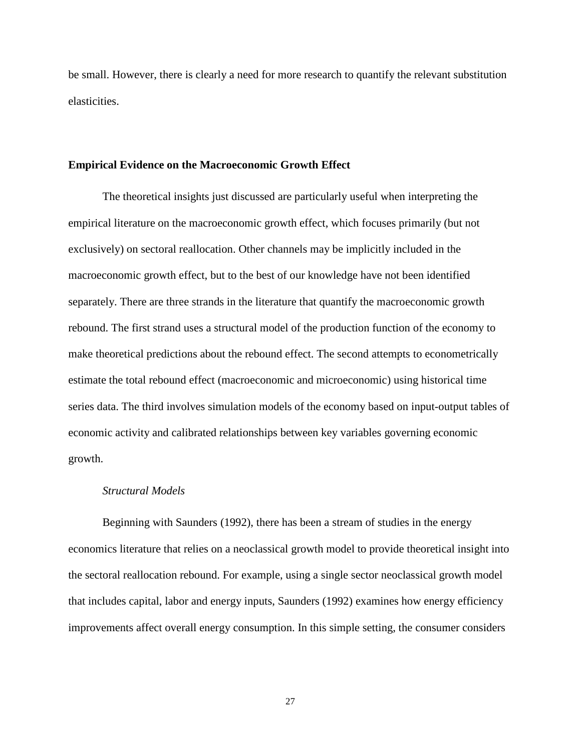be small. However, there is clearly a need for more research to quantify the relevant substitution elasticities.

## Empirical Evidence on the Macroeconomic Growth Effect

The theoretical insights just discussed are particularly useful when interpreting the empirical literature on the macroeconomic growth effect, which focuses primarily (but not exclusively) on sectoral reallocation. Other channels may be implicitly included in the macroeconomic growth effect, but to the best of our knowledge have not been identified separately. There are three strands in the literature that quantify the macroeconomic growth rebound. The first strand uses a structural model of the production function of the economy to make theoretical predictions about the rebound effect. The second attempts to econometrically estimate the total rebound effect (macroeconomic and microeconomic) using historical time series data. The third involves simulation models of the economy based on input-output tables of economic activity and calibrated relationships between key variables governing economic growth.

### *Structural Models*

Beginning with Saunders (1992), there has been a stream of studies in the energy economics literature that relies on a neoclassical growth model to provide theoretical insight into the sectoral reallocation rebound. For example, using a single sector neoclassical growth model that includes capital, labor and energy inputs, Saunders (1992) examines how energy efficiency improvements affect overall energy consumption. In this simple setting, the consumer considers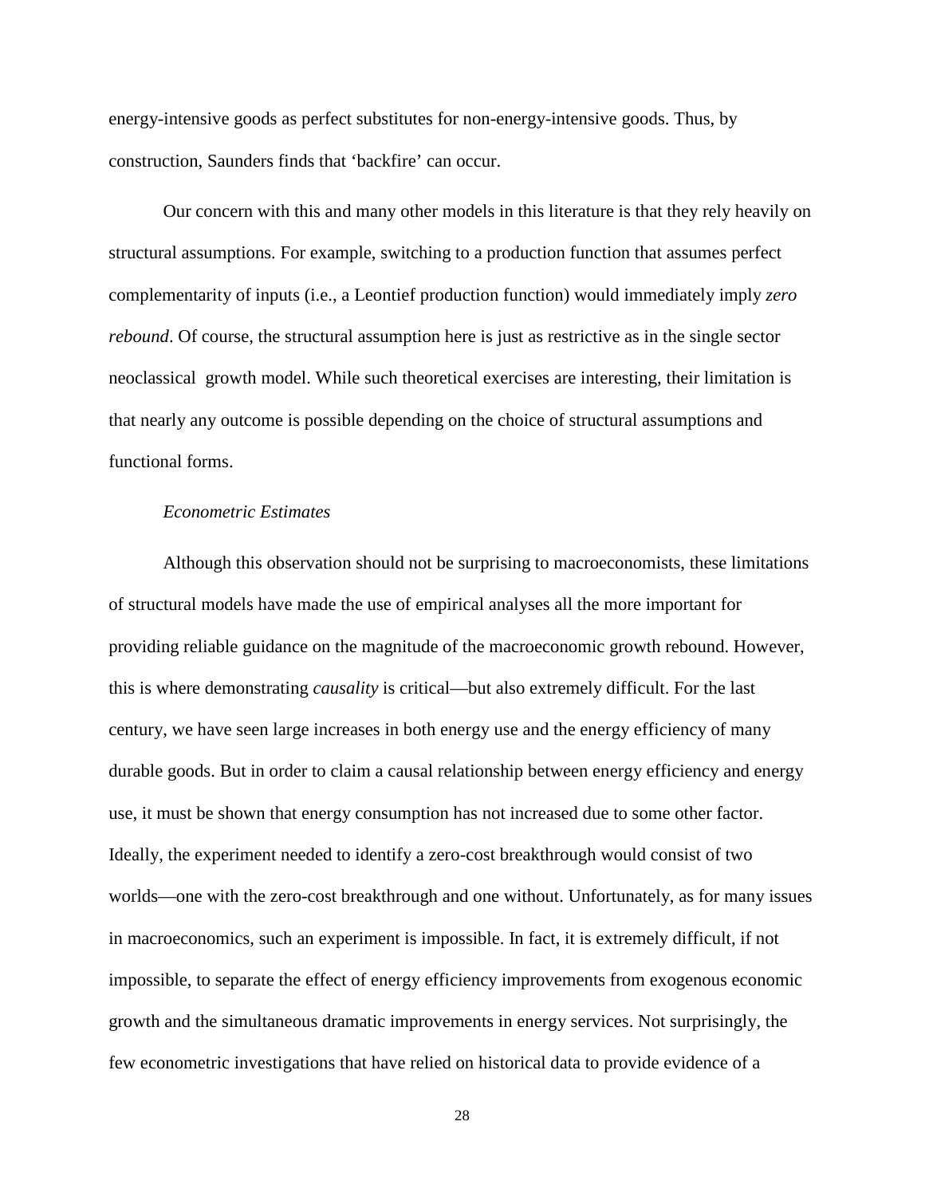energy-intensive goods as perfect substitutes for non-energy-intensive goods. Thus, by construction, Saunders finds that 'backfire' can occur.

Our concern with this and many other models in this literature is that they rely heavily on structural assumptions. For example, switching to a production function that assumes perfect complementarity of inputs (i.e., a Leontief production function) would immediately imply *zero rebound*. Of course, the structural assumption here is just as restrictive as in the single sector neoclassical growth model. While such theoretical exercises are interesting, their limitation is that nearly any outcome is possible depending on the choice of structural assumptions and functional forms.

*Econometric Estimates*

Although this observation should not be surprising to macroeconomists, these limitations of structural models have made the use of empirical analyses all the more important for providing reliable guidance on the magnitude of the macroeconomic growth rebound. However, this is where demonstrating *causality* is critical—but also extremely difficult. For the last century, we have seen large increases in both energy use and the energy efficiency of many durable goods. But in order to claim a causal relationship between energy efficiency and energy use, it must be shown that energy consumption has not increased due to some other factor. Ideally, the experiment needed to identify a zero-cost breakthrough would consist of two worlds—one with the zero-cost breakthrough and one without. Unfortunately, as for many issues in macroeconomics, such an experiment is impossible. In fact, it is extremely difficult, if not impossible, to separate the effect of energy efficiency improvements from exogenous economic growth and the simultaneous dramatic improvements in energy services. Not surprisingly, the few econometric investigations that have relied on historical data to provide evidence of a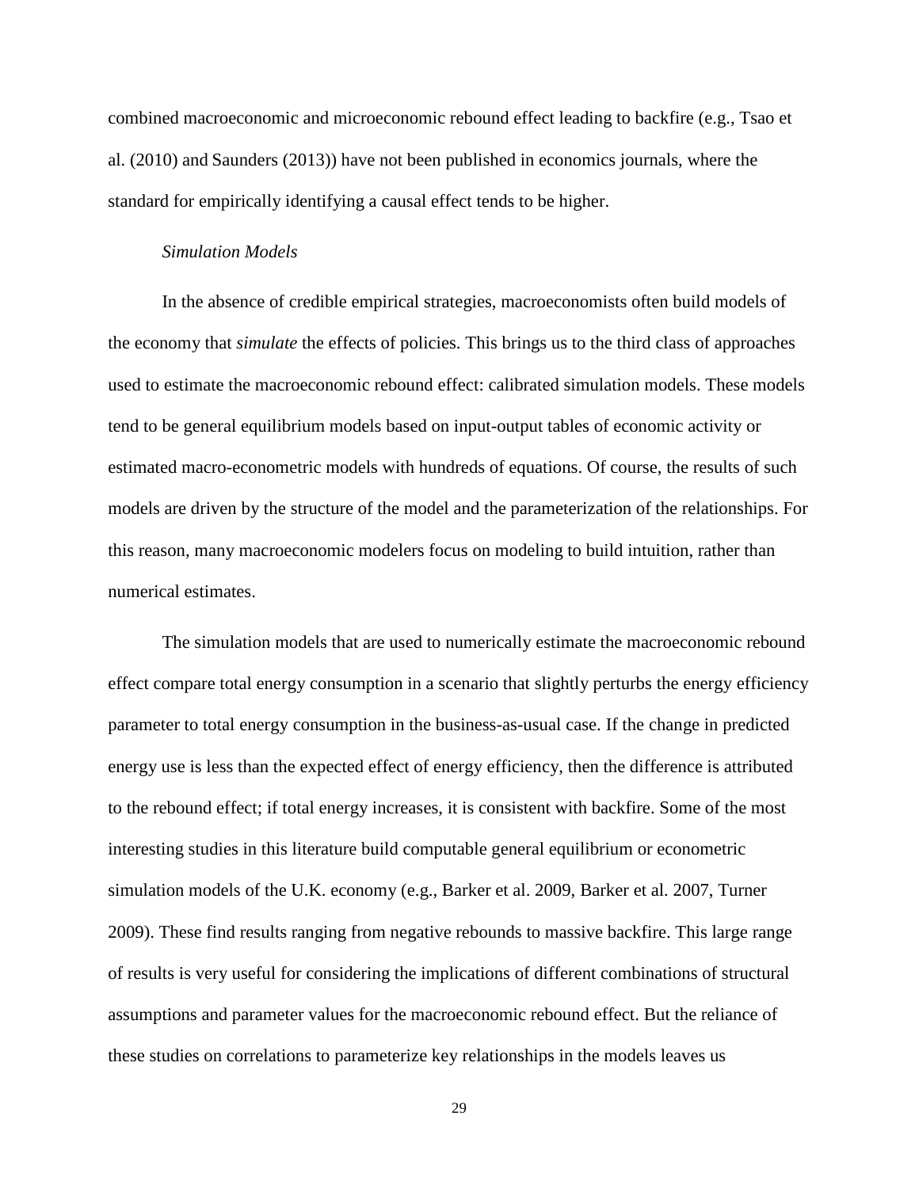combined macroeconomic and microeconomic rebound effect leading to backfire (e.g., Tsao et al. (2010) and Saunders (2013)) have not been published in economics journals, where the standard for empirically identifying a causal effect tends to be higher.

*Simulation Models*

In the absence of credible empirical strategies, macroeconomists often build models of the economy that *simulate* the effects of policies. This brings us to the third class of approaches used to estimate the macroeconomic rebound effect: calibrated simulation models. These models tend to be general equilibrium models based on input-output tables of economic activity or estimated macro-econometric models with hundreds of equations. Of course, the results of such models are driven by the structure of the model and the parameterization of the relationships. For this reason, many macroeconomic modelers focus on modeling to build intuition, rather than numerical estimates.

The simulation models that are used to numerically estimate the macroeconomic rebound effect compare total energy consumption in a scenario that slightly perturbs the energy efficiency parameter to total energy consumption in the business-as-usual case. If the change in predicted energy use is less than the expected effect of energy efficiency, then the difference is attributed to the rebound effect; if total energy increases, it is consistent with backfire. Some of the most interesting studies in this literature build computable general equilibrium or econometric simulation models of the U.K. economy (e.g., Barker et al. 2009, Barker et al. 2007, Turner 2009). These find results ranging from negative rebounds to massive backfire. This large range of results is very useful for considering the implications of different combinations of structural assumptions and parameter values for the macroeconomic rebound effect. But the reliance of these studies on correlations to parameterize key relationships in the models leaves us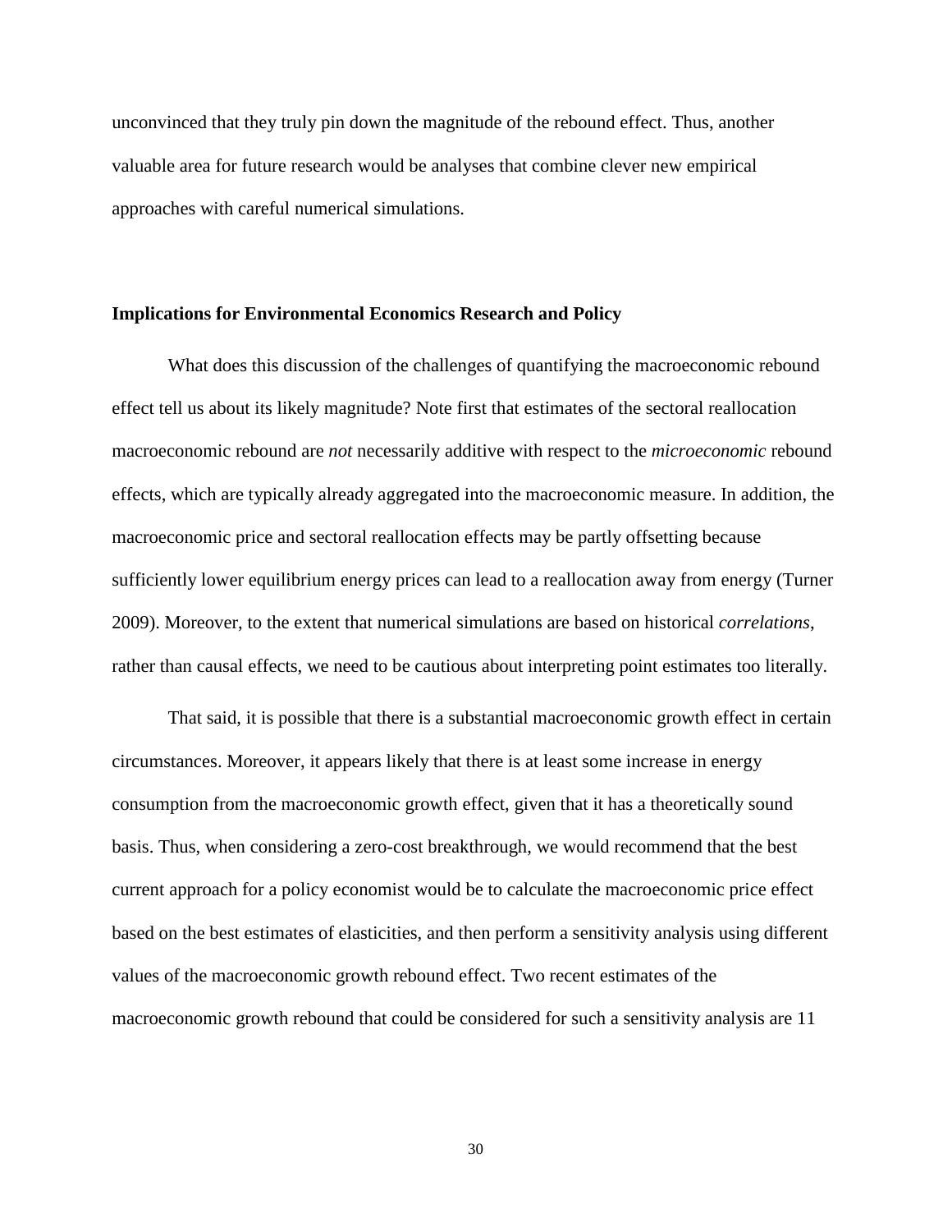unconvinced that they truly pin down the magnitude of the rebound effect. Thus, another valuable area for future research would be analyses that combine clever new empirical approaches with careful numerical simulations.

## Implications for Environmental Economics Research and Policy

What does this discussion of the challenges of quantifying the macroeconomic rebound effect tell us about its likely magnitude? Note first that estimates of the sectoral reallocation macroeconomic rebound are *not* necessarily additive with respect to the *microeconomic* rebound effects, which are typically already aggregated into the macroeconomic measure. In addition, the macroeconomic price and sectoral reallocation effects may be partly offsetting because sufficiently lower equilibrium energy prices can lead to a reallocation away from energy (Turner 2009). Moreover, to the extent that numerical simulations are based on historical *correlations*, rather than causal effects, we need to be cautious about interpreting point estimates too literally.

That said, it is possible that there is a substantial macroeconomic growth effect in certain circumstances. Moreover, it appears likely that there is at least some increase in energy consumption from the macroeconomic growth effect, given that it has a theoretically sound basis. Thus, when considering a zero-cost breakthrough, we would recommend that the best current approach for a policy economist would be to calculate the macroeconomic price effect based on the best estimates of elasticities, and then perform a sensitivity analysis using different values of the macroeconomic growth rebound effect. Two recent estimates of the macroeconomic growth rebound that could be considered for such a sensitivity analysis are 11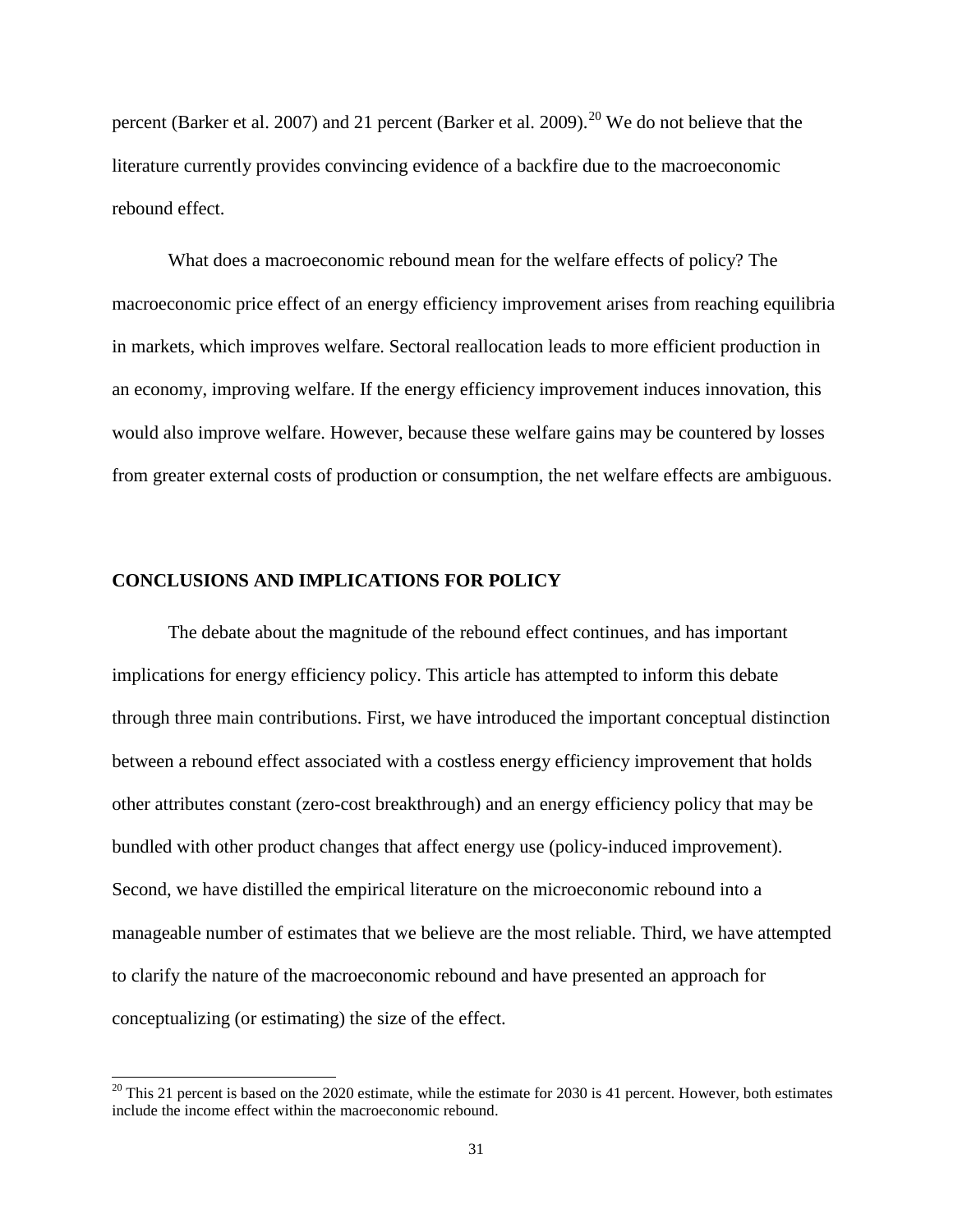percent (Barker et al. 2007) and 21 percent (Barker et al. 2009).[20] We do not believe that the literature currently provides convincing evidence of a backfire due to the macroeconomic rebound effect.

What does a macroeconomic rebound mean for the welfare effects of policy? The macroeconomic price effect of an energy efficiency improvement arises from reaching equilibria in markets, which improves welfare. Sectoral reallocation leads to more efficient production in an economy, improving welfare. If the energy efficiency improvement induces innovation, this would also improve welfare. However, because these welfare gains may be countered by losses from greater external costs of production or consumption, the net welfare effects are ambiguous.

## CONCLUSIONS AND IMPLICATIONS FOR POLICY

The debate about the magnitude of the rebound effect continues, and has important implications for energy efficiency policy. This article has attempted to inform this debate through three main contributions. First, we have introduced the important conceptual distinction between a rebound effect associated with a costless energy efficiency improvement that holds other attributes constant (zero-cost breakthrough) and an energy efficiency policy that may be bundled with other product changes that affect energy use (policy-induced improvement). Second, we have distilled the empirical literature on the microeconomic rebound into a manageable number of estimates that we believe are the most reliable. Third, we have attempted to clarify the nature of the macroeconomic rebound and have presented an approach for conceptualizing (or estimating) the size of the effect.

---

[20] This 21 percent is based on the 2020 estimate, while the estimate for 2030 is 41 percent. However, both estimates include the income effect within the macroeconomic rebound.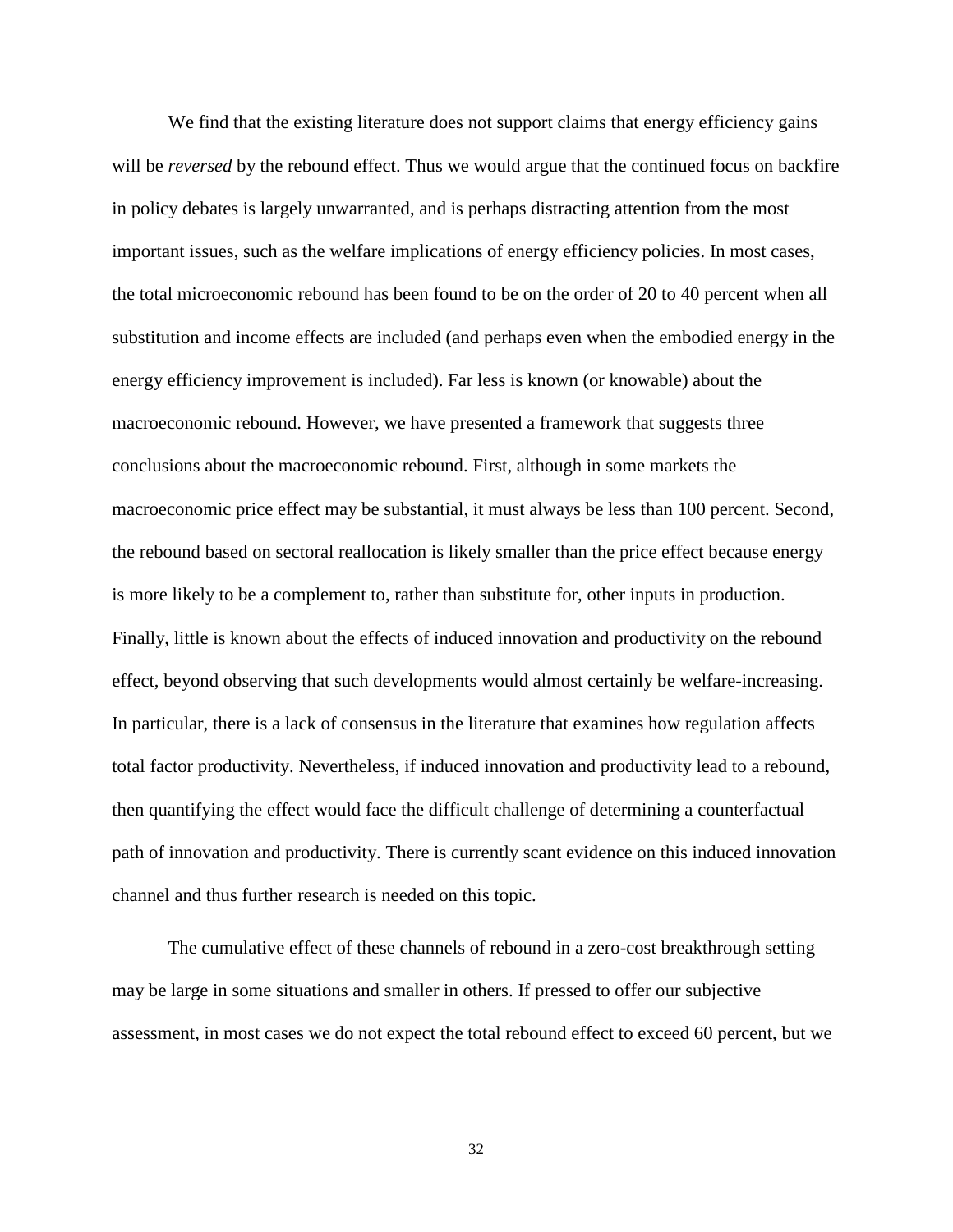We find that the existing literature does not support claims that energy efficiency gains will be *reversed* by the rebound effect. Thus we would argue that the continued focus on backfire in policy debates is largely unwarranted, and is perhaps distracting attention from the most important issues, such as the welfare implications of energy efficiency policies. In most cases, the total microeconomic rebound has been found to be on the order of 20 to 40 percent when all substitution and income effects are included (and perhaps even when the embodied energy in the energy efficiency improvement is included). Far less is known (or knowable) about the macroeconomic rebound. However, we have presented a framework that suggests three conclusions about the macroeconomic rebound. First, although in some markets the macroeconomic price effect may be substantial, it must always be less than 100 percent. Second, the rebound based on sectoral reallocation is likely smaller than the price effect because energy is more likely to be a complement to, rather than substitute for, other inputs in production. Finally, little is known about the effects of induced innovation and productivity on the rebound effect, beyond observing that such developments would almost certainly be welfare-increasing. In particular, there is a lack of consensus in the literature that examines how regulation affects total factor productivity. Nevertheless, if induced innovation and productivity lead to a rebound, then quantifying the effect would face the difficult challenge of determining a counterfactual path of innovation and productivity. There is currently scant evidence on this induced innovation channel and thus further research is needed on this topic.

The cumulative effect of these channels of rebound in a zero-cost breakthrough setting may be large in some situations and smaller in others. If pressed to offer our subjective assessment, in most cases we do not expect the total rebound effect to exceed 60 percent, but we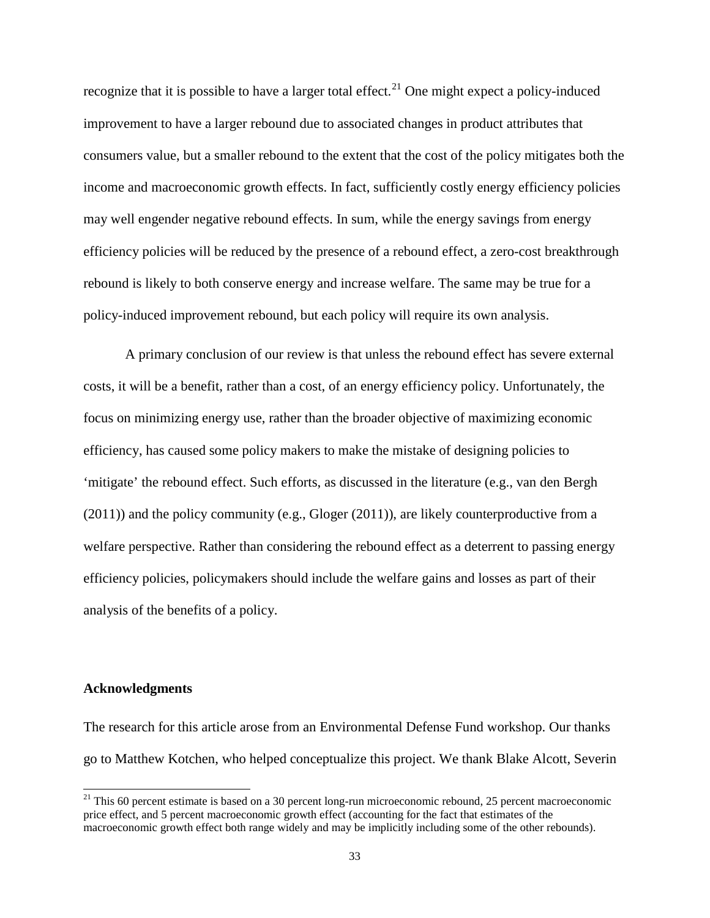recognize that it is possible to have a larger total effect.[21] One might expect a policy-induced improvement to have a larger rebound due to associated changes in product attributes that consumers value, but a smaller rebound to the extent that the cost of the policy mitigates both the income and macroeconomic growth effects. In fact, sufficiently costly energy efficiency policies may well engender negative rebound effects. In sum, while the energy savings from energy efficiency policies will be reduced by the presence of a rebound effect, a zero-cost breakthrough rebound is likely to both conserve energy and increase welfare. The same may be true for a policy-induced improvement rebound, but each policy will require its own analysis.

A primary conclusion of our review is that unless the rebound effect has severe external costs, it will be a benefit, rather than a cost, of an energy efficiency policy. Unfortunately, the focus on minimizing energy use, rather than the broader objective of maximizing economic efficiency, has caused some policy makers to make the mistake of designing policies to 'mitigate' the rebound effect. Such efforts, as discussed in the literature (e.g., van den Bergh (2011)) and the policy community (e.g., Gloger (2011)), are likely counterproductive from a welfare perspective. Rather than considering the rebound effect as a deterrent to passing energy efficiency policies, policymakers should include the welfare gains and losses as part of their analysis of the benefits of a policy.

**Acknowledgments**

The research for this article arose from an Environmental Defense Fund workshop. Our thanks go to Matthew Kotchen, who helped conceptualize this project. We thank Blake Alcott, Severin

[21] This 60 percent estimate is based on a 30 percent long-run microeconomic rebound, 25 percent macroeconomic price effect, and 5 percent macroeconomic growth effect (accounting for the fact that estimates of the macroeconomic growth effect both range widely and may be implicitly including some of the other rebounds).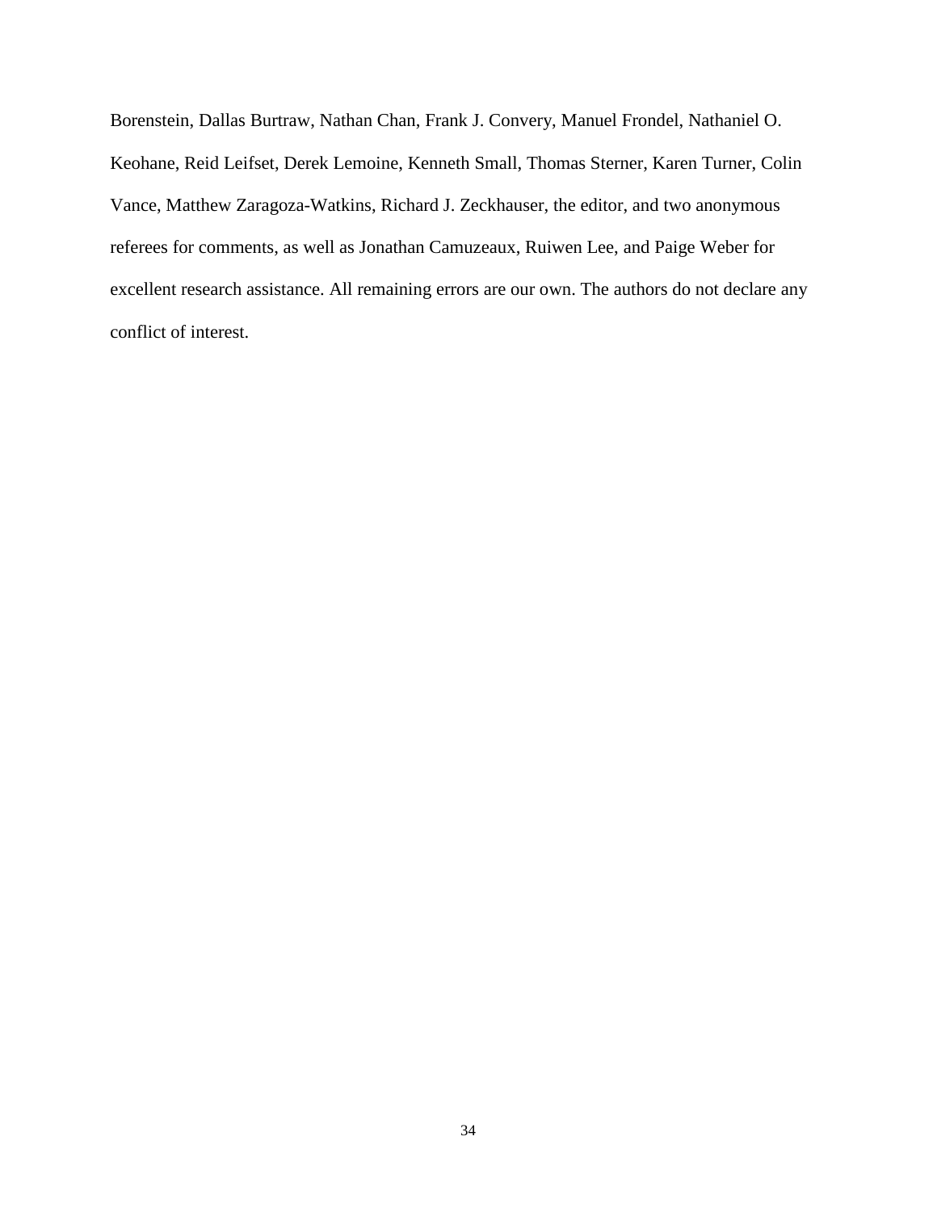Borenstein, Dallas Burtraw, Nathan Chan, Frank J. Convery, Manuel Frondel, Nathaniel O. Keohane, Reid Leifset, Derek Lemoine, Kenneth Small, Thomas Sterner, Karen Turner, Colin Vance, Matthew Zaragoza-Watkins, Richard J. Zeckhauser, the editor, and two anonymous referees for comments, as well as Jonathan Camuzeaux, Ruiwen Lee, and Paige Weber for excellent research assistance. All remaining errors are our own. The authors do not declare any conflict of interest.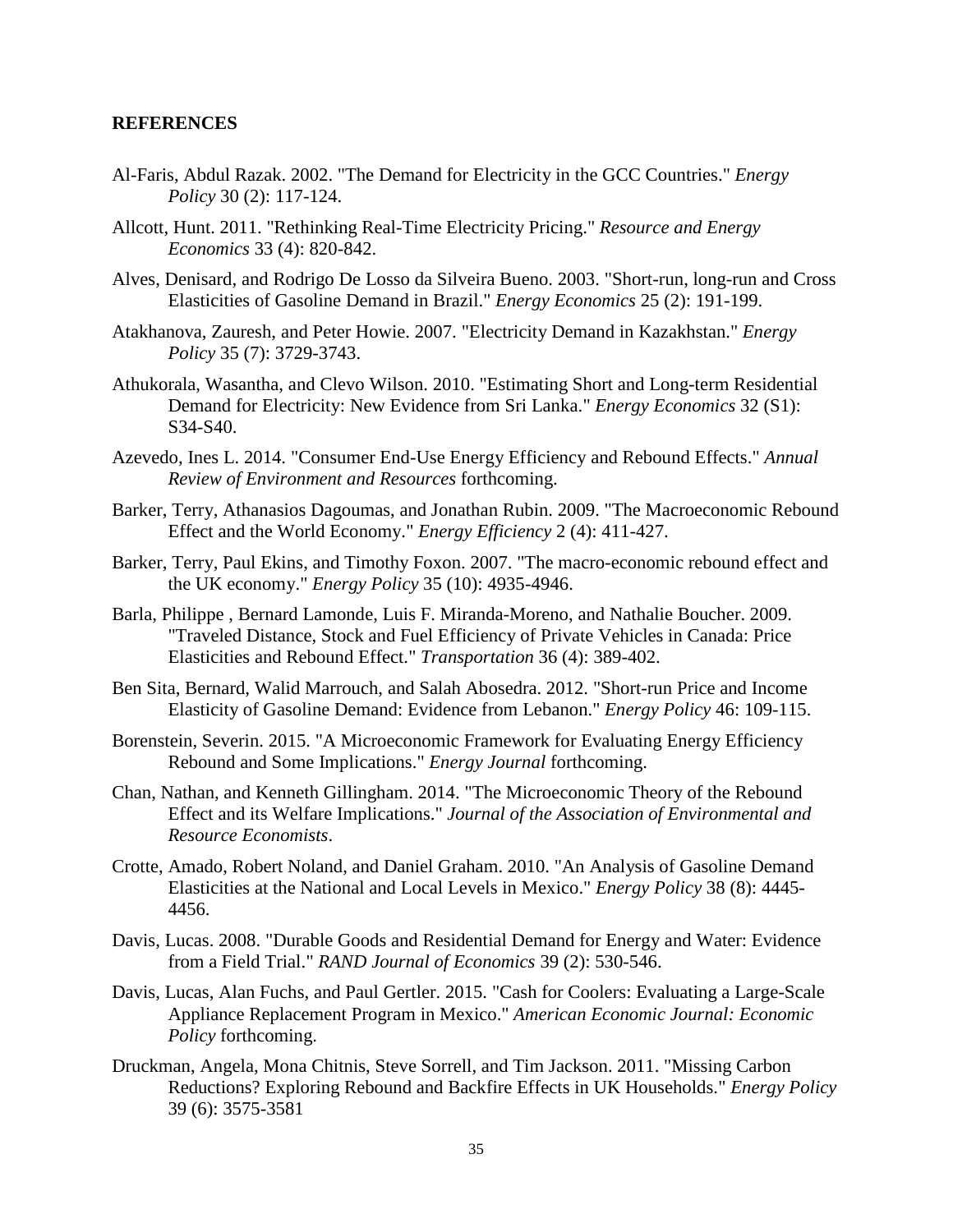## REFERENCES

Al-Faris, Abdul Razak. 2002. "The Demand for Electricity in the GCC Countries." *Energy Policy* 30 (2): 117-124.

Allcott, Hunt. 2011. "Rethinking Real-Time Electricity Pricing." *Resource and Energy Economics* 33 (4): 820-842.

Alves, Denisard, and Rodrigo De Losso da Silveira Bueno. 2003. "Short-run, long-run and Cross Elasticities of Gasoline Demand in Brazil." *Energy Economics* 25 (2): 191-199.

Atakhanova, Zauresh, and Peter Howie. 2007. "Electricity Demand in Kazakhstan." *Energy Policy* 35 (7): 3729-3743.

Athukorala, Wasantha, and Clevo Wilson. 2010. "Estimating Short and Long-term Residential Demand for Electricity: New Evidence from Sri Lanka." *Energy Economics* 32 (S1): S34-S40.

Azevedo, Ines L. 2014. "Consumer End-Use Energy Efficiency and Rebound Effects." *Annual Review of Environment and Resources* forthcoming.

Barker, Terry, Athanasios Dagoumas, and Jonathan Rubin. 2009. "The Macroeconomic Rebound Effect and the World Economy." *Energy Efficiency* 2 (4): 411-427.

Barker, Terry, Paul Ekins, and Timothy Foxon. 2007. "The macro-economic rebound effect and the UK economy." *Energy Policy* 35 (10): 4935-4946.

Barla, Philippe , Bernard Lamonde, Luis F. Miranda-Moreno, and Nathalie Boucher. 2009. "Traveled Distance, Stock and Fuel Efficiency of Private Vehicles in Canada: Price Elasticities and Rebound Effect." *Transportation* 36 (4): 389-402.

Ben Sita, Bernard, Walid Marrouch, and Salah Abosedra. 2012. "Short-run Price and Income Elasticity of Gasoline Demand: Evidence from Lebanon." *Energy Policy* 46: 109-115.

Borenstein, Severin. 2015. "A Microeconomic Framework for Evaluating Energy Efficiency Rebound and Some Implications." *Energy Journal* forthcoming.

Chan, Nathan, and Kenneth Gillingham. 2014. "The Microeconomic Theory of the Rebound Effect and its Welfare Implications." *Journal of the Association of Environmental and Resource Economists*.

Crotte, Amado, Robert Noland, and Daniel Graham. 2010. "An Analysis of Gasoline Demand Elasticities at the National and Local Levels in Mexico." *Energy Policy* 38 (8): 4445-4456.

Davis, Lucas. 2008. "Durable Goods and Residential Demand for Energy and Water: Evidence from a Field Trial." *RAND Journal of Economics* 39 (2): 530-546.

Davis, Lucas, Alan Fuchs, and Paul Gertler. 2015. "Cash for Coolers: Evaluating a Large-Scale Appliance Replacement Program in Mexico." *American Economic Journal: Economic Policy* forthcoming.

Druckman, Angela, Mona Chitnis, Steve Sorrell, and Tim Jackson. 2011. "Missing Carbon Reductions? Exploring Rebound and Backfire Effects in UK Households." *Energy Policy* 39 (6): 3575-3581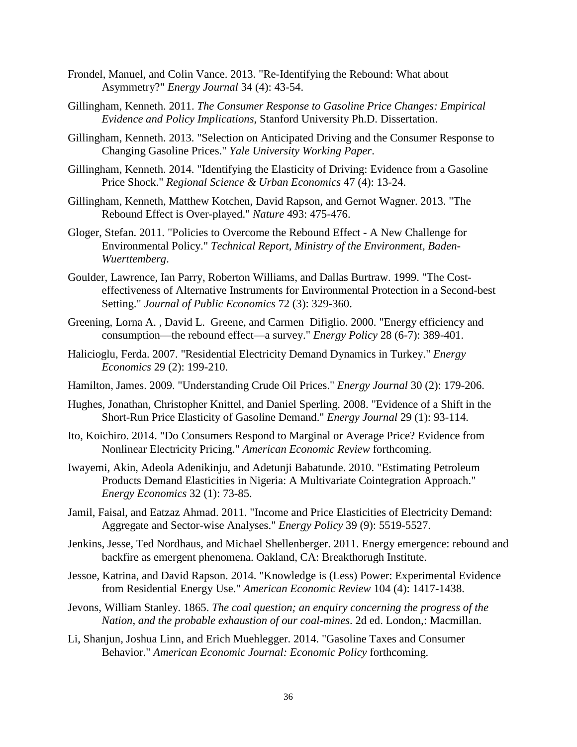Frondel, Manuel, and Colin Vance. 2013. "Re-Identifying the Rebound: What about Asymmetry?" *Energy Journal* 34 (4): 43-54.

Gillingham, Kenneth. 2011. *The Consumer Response to Gasoline Price Changes: Empirical Evidence and Policy Implications*, Stanford University Ph.D. Dissertation.

Gillingham, Kenneth. 2013. "Selection on Anticipated Driving and the Consumer Response to Changing Gasoline Prices." *Yale University Working Paper*.

Gillingham, Kenneth. 2014. "Identifying the Elasticity of Driving: Evidence from a Gasoline Price Shock." *Regional Science & Urban Economics* 47 (4): 13-24.

Gillingham, Kenneth, Matthew Kotchen, David Rapson, and Gernot Wagner. 2013. "The Rebound Effect is Over-played." *Nature* 493: 475-476.

Gloger, Stefan. 2011. "Policies to Overcome the Rebound Effect - A New Challenge for Environmental Policy." *Technical Report, Ministry of the Environment, Baden-Wuerttemberg*.

Goulder, Lawrence, Ian Parry, Roberton Williams, and Dallas Burtraw. 1999. "The Cost-effectiveness of Alternative Instruments for Environmental Protection in a Second-best Setting." *Journal of Public Economics* 72 (3): 329-360.

Greening, Lorna A. , David L. Greene, and Carmen Difiglio. 2000. "Energy efficiency and consumption—the rebound effect—a survey." *Energy Policy* 28 (6-7): 389-401.

Halicioglu, Ferda. 2007. "Residential Electricity Demand Dynamics in Turkey." *Energy Economics* 29 (2): 199-210.

Hamilton, James. 2009. "Understanding Crude Oil Prices." *Energy Journal* 30 (2): 179-206.

Hughes, Jonathan, Christopher Knittel, and Daniel Sperling. 2008. "Evidence of a Shift in the Short-Run Price Elasticity of Gasoline Demand." *Energy Journal* 29 (1): 93-114.

Ito, Koichiro. 2014. "Do Consumers Respond to Marginal or Average Price? Evidence from Nonlinear Electricity Pricing." *American Economic Review* forthcoming.

Iwayemi, Akin, Adeola Adenikinju, and Adetunji Babatunde. 2010. "Estimating Petroleum Products Demand Elasticities in Nigeria: A Multivariate Cointegration Approach." *Energy Economics* 32 (1): 73-85.

Jamil, Faisal, and Eatzaz Ahmad. 2011. "Income and Price Elasticities of Electricity Demand: Aggregate and Sector-wise Analyses." *Energy Policy* 39 (9): 5519-5527.

Jenkins, Jesse, Ted Nordhaus, and Michael Shellenberger. 2011. Energy emergence: rebound and backfire as emergent phenomena. Oakland, CA: Breakthorugh Institute.

Jessoe, Katrina, and David Rapson. 2014. "Knowledge is (Less) Power: Experimental Evidence from Residential Energy Use." *American Economic Review* 104 (4): 1417-1438.

Jevons, William Stanley. 1865. *The coal question; an enquiry concerning the progress of the Nation, and the probable exhaustion of our coal-mines*. 2d ed. London,: Macmillan.

Li, Shanjun, Joshua Linn, and Erich Muehlegger. 2014. "Gasoline Taxes and Consumer Behavior." *American Economic Journal: Economic Policy* forthcoming.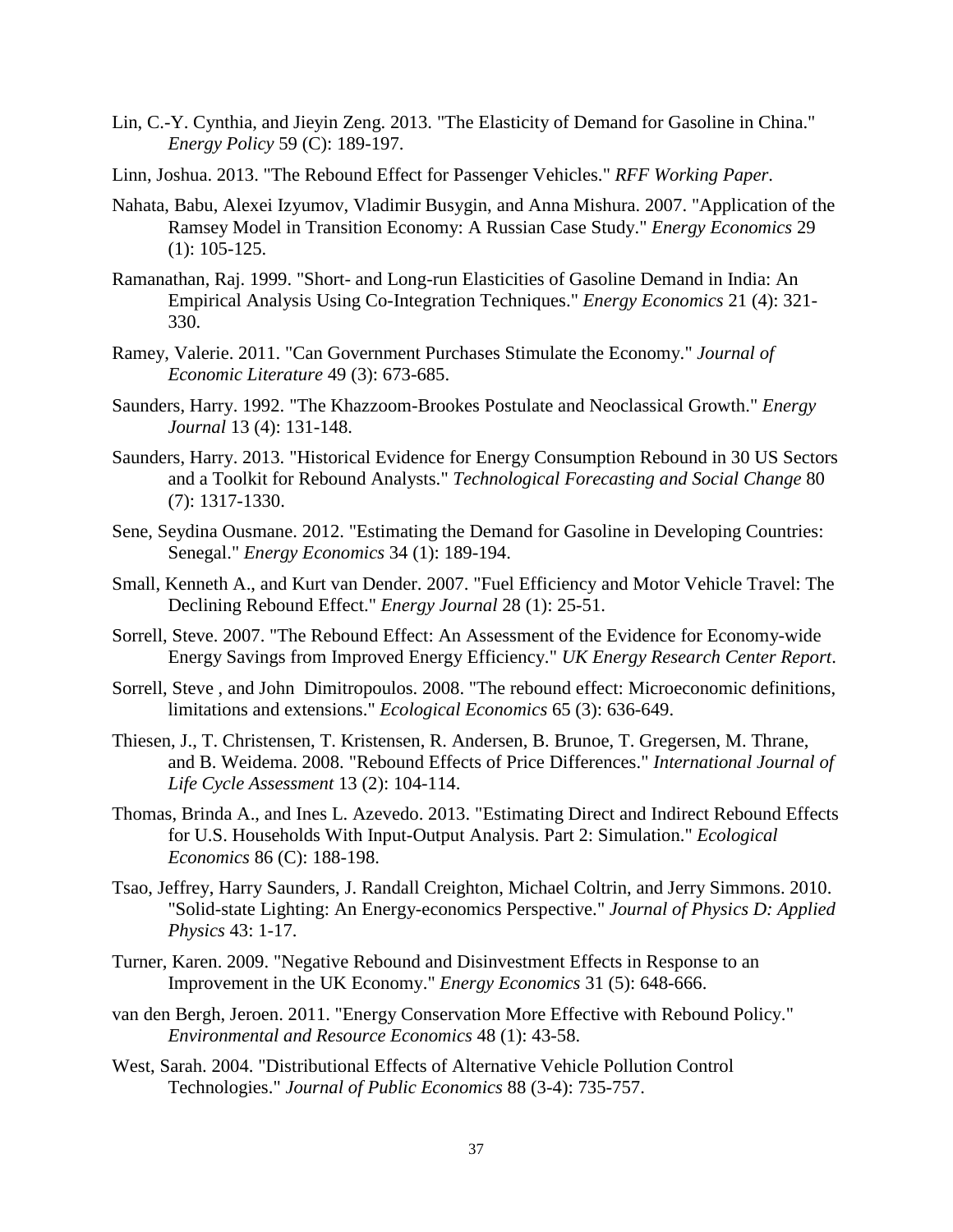Lin, C.-Y. Cynthia, and Jieyin Zeng. 2013. "The Elasticity of Demand for Gasoline in China." *Energy Policy* 59 (C): 189-197.

Linn, Joshua. 2013. "The Rebound Effect for Passenger Vehicles." *RFF Working Paper*.

Nahata, Babu, Alexei Izyumov, Vladimir Busygin, and Anna Mishura. 2007. "Application of the Ramsey Model in Transition Economy: A Russian Case Study." *Energy Economics* 29 (1): 105-125.

Ramanathan, Raj. 1999. "Short- and Long-run Elasticities of Gasoline Demand in India: An Empirical Analysis Using Co-Integration Techniques." *Energy Economics* 21 (4): 321-330.

Ramey, Valerie. 2011. "Can Government Purchases Stimulate the Economy." *Journal of Economic Literature* 49 (3): 673-685.

Saunders, Harry. 1992. "The Khazzoom-Brookes Postulate and Neoclassical Growth." *Energy Journal* 13 (4): 131-148.

Saunders, Harry. 2013. "Historical Evidence for Energy Consumption Rebound in 30 US Sectors and a Toolkit for Rebound Analysts." *Technological Forecasting and Social Change* 80 (7): 1317-1330.

Sene, Seydina Ousmane. 2012. "Estimating the Demand for Gasoline in Developing Countries: Senegal." *Energy Economics* 34 (1): 189-194.

Small, Kenneth A., and Kurt van Dender. 2007. "Fuel Efficiency and Motor Vehicle Travel: The Declining Rebound Effect." *Energy Journal* 28 (1): 25-51.

Sorrell, Steve. 2007. "The Rebound Effect: An Assessment of the Evidence for Economy-wide Energy Savings from Improved Energy Efficiency." *UK Energy Research Center Report*.

Sorrell, Steve , and John Dimitropoulos. 2008. "The rebound effect: Microeconomic definitions, limitations and extensions." *Ecological Economics* 65 (3): 636-649.

Thiesen, J., T. Christensen, T. Kristensen, R. Andersen, B. Brunoe, T. Gregersen, M. Thrane, and B. Weidema. 2008. "Rebound Effects of Price Differences." *International Journal of Life Cycle Assessment* 13 (2): 104-114.

Thomas, Brinda A., and Ines L. Azevedo. 2013. "Estimating Direct and Indirect Rebound Effects for U.S. Households With Input-Output Analysis. Part 2: Simulation." *Ecological Economics* 86 (C): 188-198.

Tsao, Jeffrey, Harry Saunders, J. Randall Creighton, Michael Coltrin, and Jerry Simmons. 2010. "Solid-state Lighting: An Energy-economics Perspective." *Journal of Physics D: Applied Physics* 43: 1-17.

Turner, Karen. 2009. "Negative Rebound and Disinvestment Effects in Response to an Improvement in the UK Economy." *Energy Economics* 31 (5): 648-666.

van den Bergh, Jeroen. 2011. "Energy Conservation More Effective with Rebound Policy." *Environmental and Resource Economics* 48 (1): 43-58.

West, Sarah. 2004. "Distributional Effects of Alternative Vehicle Pollution Control Technologies." *Journal of Public Economics* 88 (3-4): 735-757.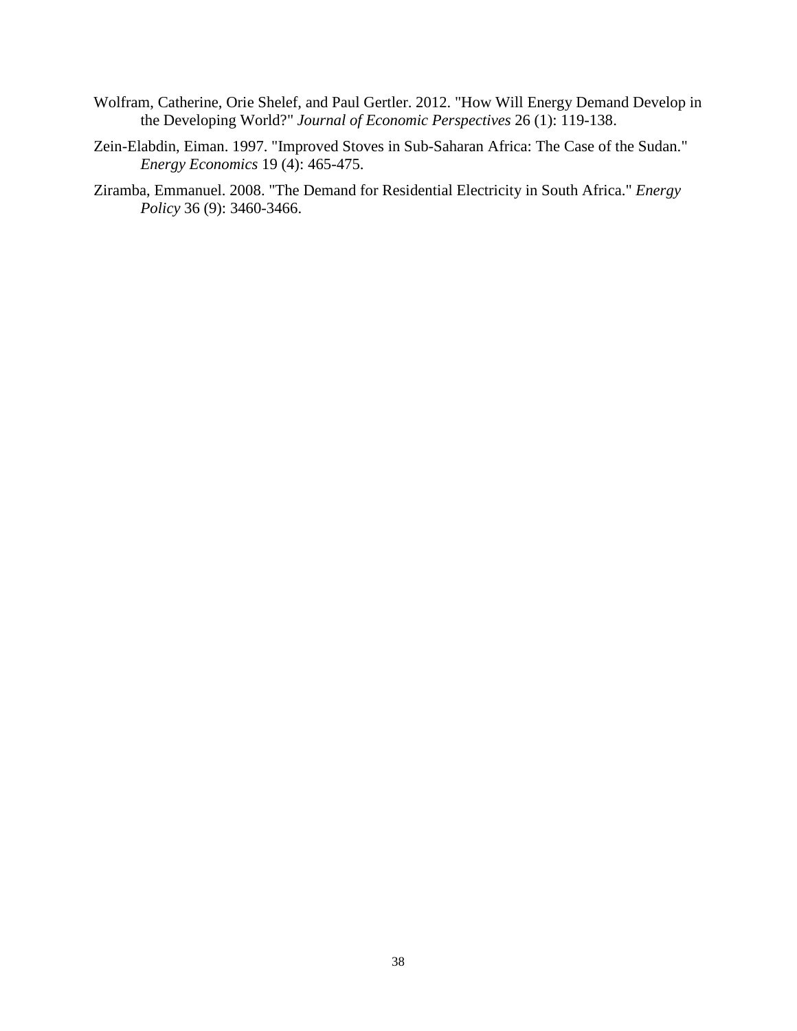Wolfram, Catherine, Orie Shelef, and Paul Gertler. 2012. "How Will Energy Demand Develop in the Developing World?" *Journal of Economic Perspectives* 26 (1): 119-138.

Zein-Elabdin, Eiman. 1997. "Improved Stoves in Sub-Saharan Africa: The Case of the Sudan." *Energy Economics* 19 (4): 465-475.

Ziramba, Emmanuel. 2008. "The Demand for Residential Electricity in South Africa." *Energy Policy* 36 (9): 3460-3466.